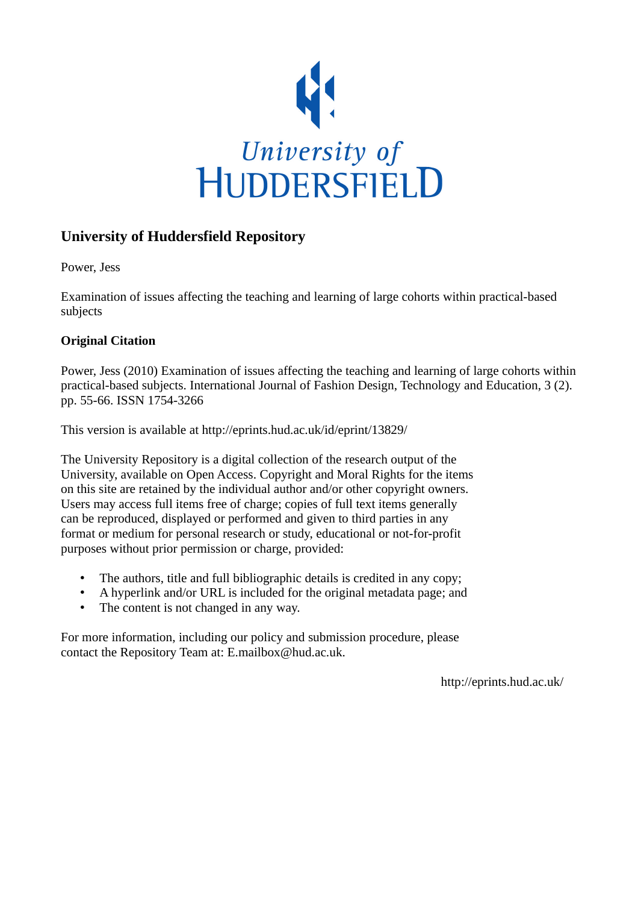University of HUDDERSFIELD

## University of Huddersfield Repository

Power, Jess

Examination of issues affecting the teaching and learning of large cohorts within practical-based subjects

### Original Citation

Power, Jess (2010) Examination of issues affecting the teaching and learning of large cohorts within practical-based subjects. International Journal of Fashion Design, Technology and Education, 3 (2). pp. 55-66. ISSN 1754-3266

This version is available at http://eprints.hud.ac.uk/id/eprint/13829/

The University Repository is a digital collection of the research output of the University, available on Open Access. Copyright and Moral Rights for the items on this site are retained by the individual author and/or other copyright owners. Users may access full items free of charge; copies of full text items generally can be reproduced, displayed or performed and given to third parties in any format or medium for personal research or study, educational or not-for-profit purposes without prior permission or charge, provided:

- The authors, title and full bibliographic details is credited in any copy;
- A hyperlink and/or URL is included for the original metadata page; and
- The content is not changed in any way.

For more information, including our policy and submission procedure, please contact the Repository Team at: E.mailbox@hud.ac.uk.

http://eprints.hud.ac.uk/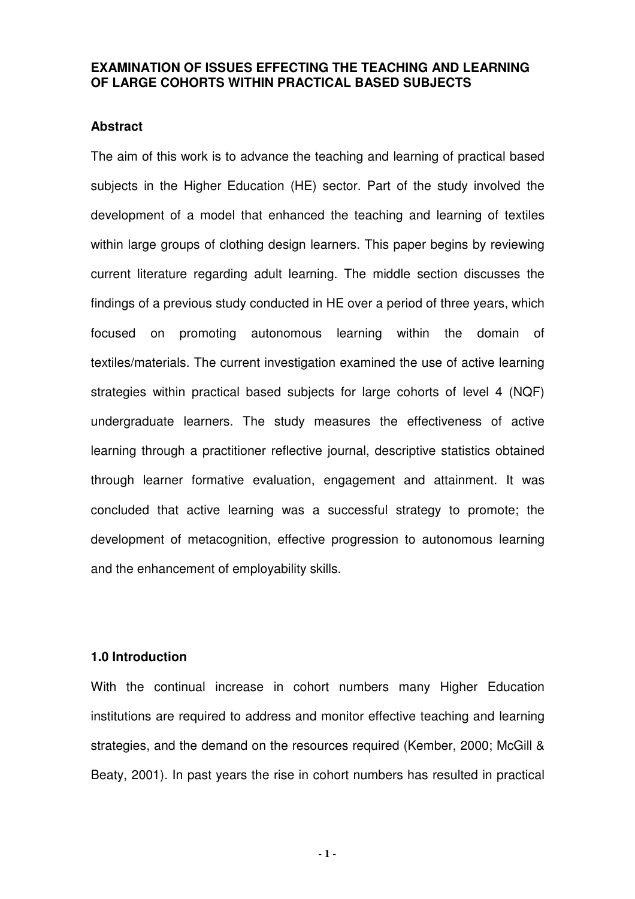**EXAMINATION OF ISSUES EFFECTING THE TEACHING AND LEARNING OF LARGE COHORTS WITHIN PRACTICAL BASED SUBJECTS**

**Abstract**

The aim of this work is to advance the teaching and learning of practical based subjects in the Higher Education (HE) sector. Part of the study involved the development of a model that enhanced the teaching and learning of textiles within large groups of clothing design learners. This paper begins by reviewing current literature regarding adult learning. The middle section discusses the findings of a previous study conducted in HE over a period of three years, which focused on promoting autonomous learning within the domain of textiles/materials. The current investigation examined the use of active learning strategies within practical based subjects for large cohorts of level 4 (NQF) undergraduate learners. The study measures the effectiveness of active learning through a practitioner reflective journal, descriptive statistics obtained through learner formative evaluation, engagement and attainment. It was concluded that active learning was a successful strategy to promote; the development of metacognition, effective progression to autonomous learning and the enhancement of employability skills.

**1.0 Introduction**

With the continual increase in cohort numbers many Higher Education institutions are required to address and monitor effective teaching and learning strategies, and the demand on the resources required (Kember, 2000; McGill & Beaty, 2001). In past years the rise in cohort numbers has resulted in practical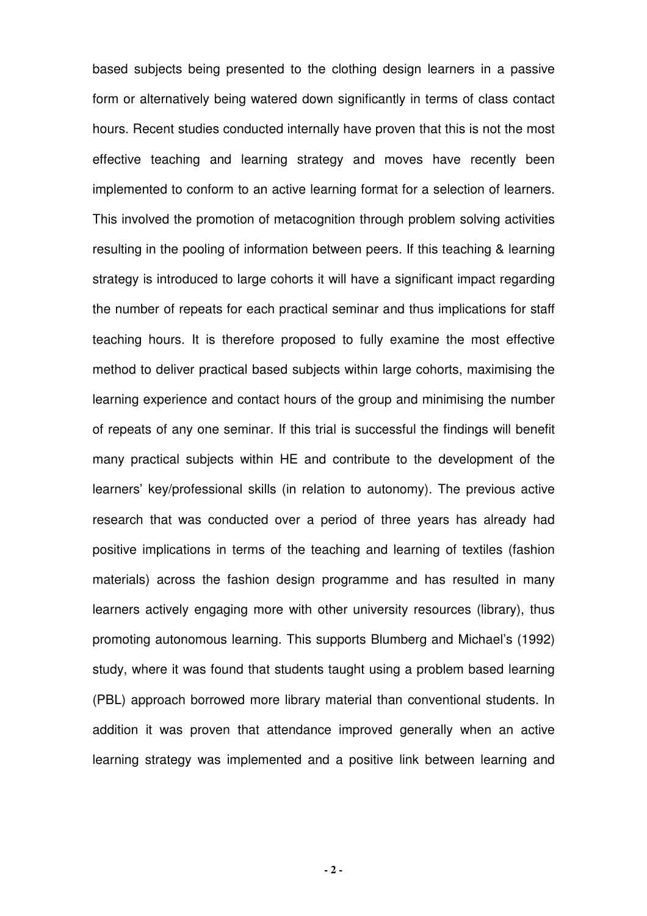based subjects being presented to the clothing design learners in a passive form or alternatively being watered down significantly in terms of class contact hours. Recent studies conducted internally have proven that this is not the most effective teaching and learning strategy and moves have recently been implemented to conform to an active learning format for a selection of learners. This involved the promotion of metacognition through problem solving activities resulting in the pooling of information between peers. If this teaching & learning strategy is introduced to large cohorts it will have a significant impact regarding the number of repeats for each practical seminar and thus implications for staff teaching hours. It is therefore proposed to fully examine the most effective method to deliver practical based subjects within large cohorts, maximising the learning experience and contact hours of the group and minimising the number of repeats of any one seminar. If this trial is successful the findings will benefit many practical subjects within HE and contribute to the development of the learners' key/professional skills (in relation to autonomy). The previous active research that was conducted over a period of three years has already had positive implications in terms of the teaching and learning of textiles (fashion materials) across the fashion design programme and has resulted in many learners actively engaging more with other university resources (library), thus promoting autonomous learning. This supports Blumberg and Michael's (1992) study, where it was found that students taught using a problem based learning (PBL) approach borrowed more library material than conventional students. In addition it was proven that attendance improved generally when an active learning strategy was implemented and a positive link between learning and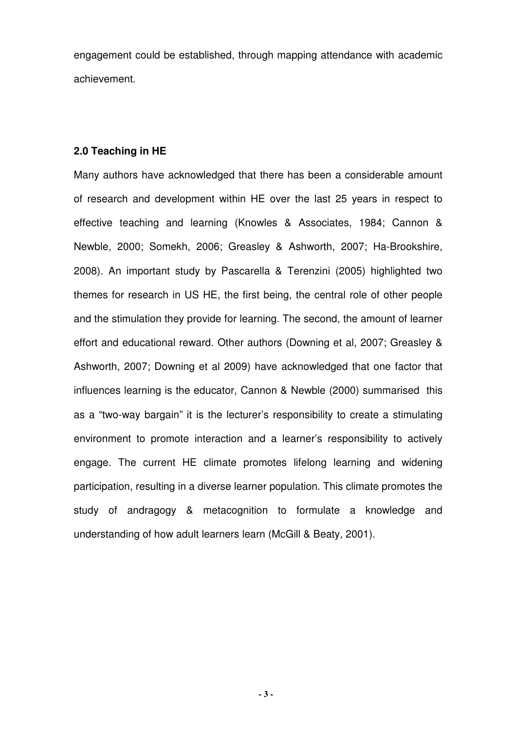engagement could be established, through mapping attendance with academic achievement.

## 2.0 Teaching in HE

Many authors have acknowledged that there has been a considerable amount of research and development within HE over the last 25 years in respect to effective teaching and learning (Knowles & Associates, 1984; Cannon & Newble, 2000; Somekh, 2006; Greasley & Ashworth, 2007; Ha-Brookshire, 2008). An important study by Pascarella & Terenzini (2005) highlighted two themes for research in US HE, the first being, the central role of other people and the stimulation they provide for learning. The second, the amount of learner effort and educational reward. Other authors (Downing et al, 2007; Greasley & Ashworth, 2007; Downing et al 2009) have acknowledged that one factor that influences learning is the educator, Cannon & Newble (2000) summarised this as a "two-way bargain" it is the lecturer's responsibility to create a stimulating environment to promote interaction and a learner's responsibility to actively engage. The current HE climate promotes lifelong learning and widening participation, resulting in a diverse learner population. This climate promotes the study of andragogy & metacognition to formulate a knowledge and understanding of how adult learners learn (McGill & Beaty, 2001).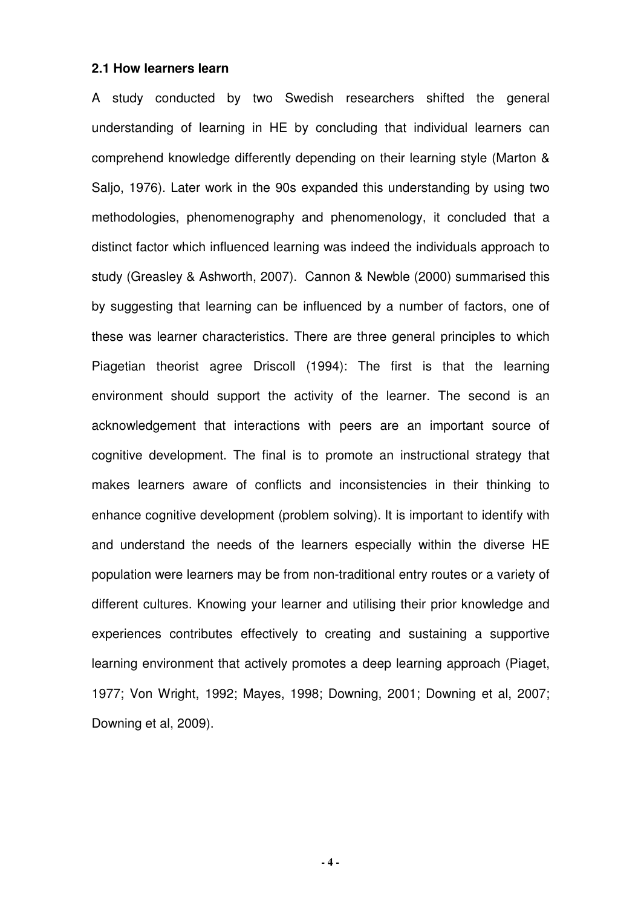### 2.1 How learners learn

A study conducted by two Swedish researchers shifted the general understanding of learning in HE by concluding that individual learners can comprehend knowledge differently depending on their learning style (Marton & Saljo, 1976). Later work in the 90s expanded this understanding by using two methodologies, phenomenography and phenomenology, it concluded that a distinct factor which influenced learning was indeed the individuals approach to study (Greasley & Ashworth, 2007). Cannon & Newble (2000) summarised this by suggesting that learning can be influenced by a number of factors, one of these was learner characteristics. There are three general principles to which Piagetian theorist agree Driscoll (1994): The first is that the learning environment should support the activity of the learner. The second is an acknowledgement that interactions with peers are an important source of cognitive development. The final is to promote an instructional strategy that makes learners aware of conflicts and inconsistencies in their thinking to enhance cognitive development (problem solving). It is important to identify with and understand the needs of the learners especially within the diverse HE population were learners may be from non-traditional entry routes or a variety of different cultures. Knowing your learner and utilising their prior knowledge and experiences contributes effectively to creating and sustaining a supportive learning environment that actively promotes a deep learning approach (Piaget, 1977; Von Wright, 1992; Mayes, 1998; Downing, 2001; Downing et al, 2007; Downing et al, 2009).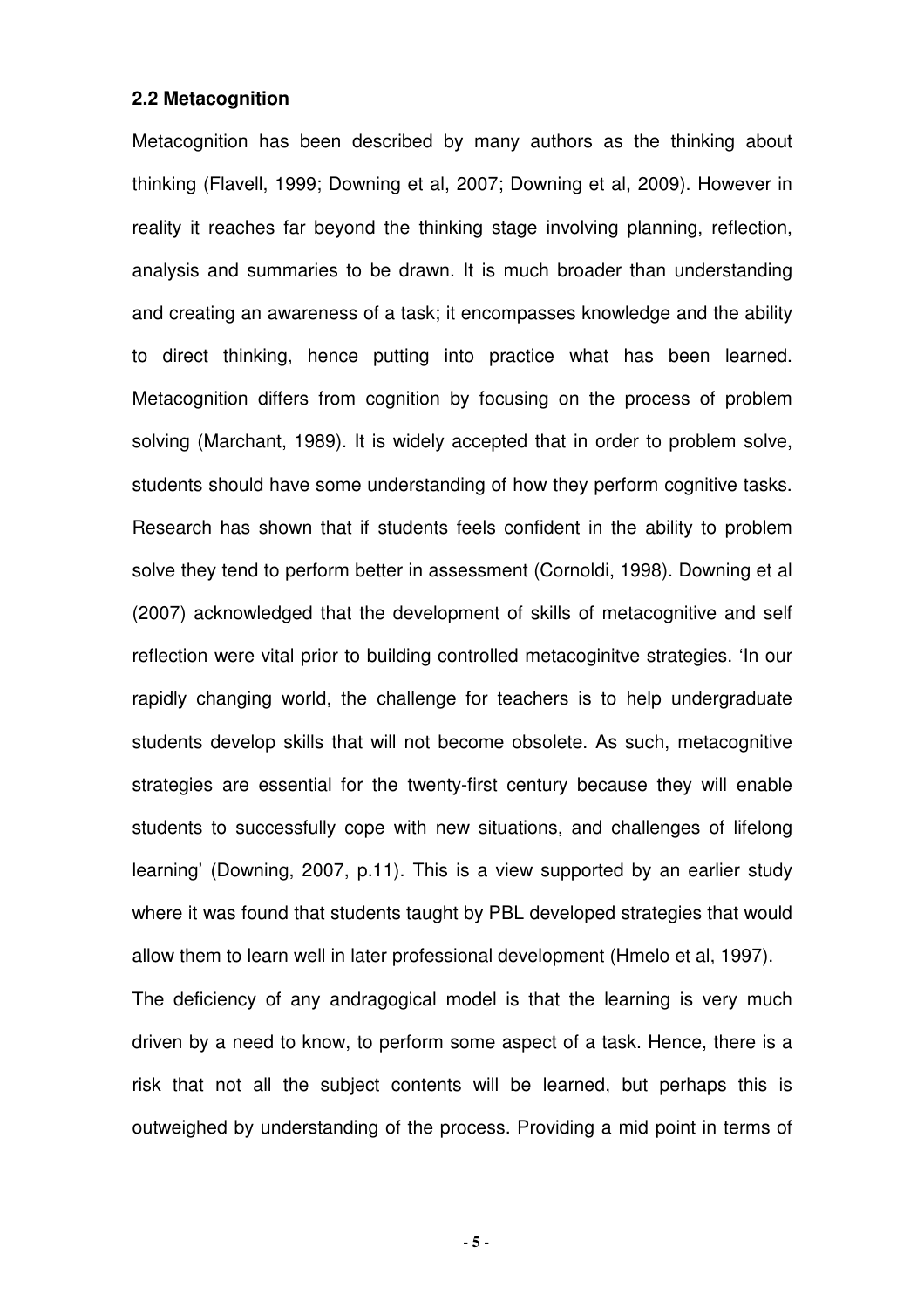### 2.2 Metacognition

Metacognition has been described by many authors as the thinking about thinking (Flavell, 1999; Downing et al, 2007; Downing et al, 2009). However in reality it reaches far beyond the thinking stage involving planning, reflection, analysis and summaries to be drawn. It is much broader than understanding and creating an awareness of a task; it encompasses knowledge and the ability to direct thinking, hence putting into practice what has been learned. Metacognition differs from cognition by focusing on the process of problem solving (Marchant, 1989). It is widely accepted that in order to problem solve, students should have some understanding of how they perform cognitive tasks. Research has shown that if students feels confident in the ability to problem solve they tend to perform better in assessment (Cornoldi, 1998). Downing et al (2007) acknowledged that the development of skills of metacognitive and self reflection were vital prior to building controlled metacoginitve strategies. 'In our rapidly changing world, the challenge for teachers is to help undergraduate students develop skills that will not become obsolete. As such, metacognitive strategies are essential for the twenty-first century because they will enable students to successfully cope with new situations, and challenges of lifelong learning' (Downing, 2007, p.11). This is a view supported by an earlier study where it was found that students taught by PBL developed strategies that would allow them to learn well in later professional development (Hmelo et al, 1997).

The deficiency of any andragogical model is that the learning is very much driven by a need to know, to perform some aspect of a task. Hence, there is a risk that not all the subject contents will be learned, but perhaps this is outweighed by understanding of the process. Providing a mid point in terms of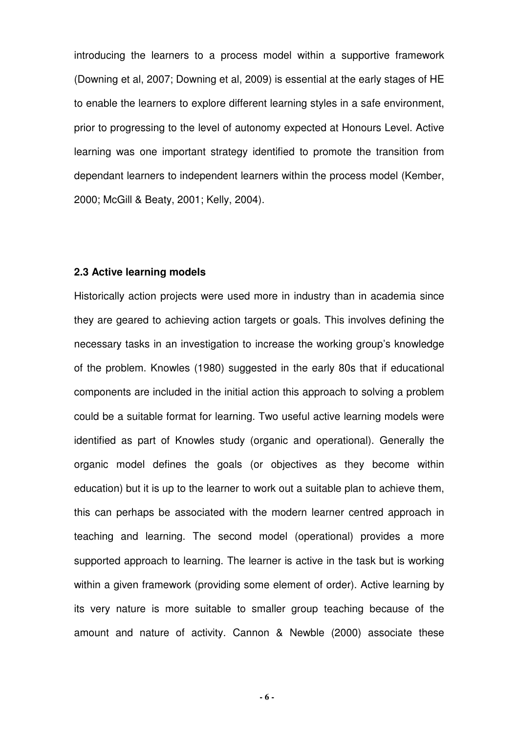introducing the learners to a process model within a supportive framework (Downing et al, 2007; Downing et al, 2009) is essential at the early stages of HE to enable the learners to explore different learning styles in a safe environment, prior to progressing to the level of autonomy expected at Honours Level. Active learning was one important strategy identified to promote the transition from dependant learners to independent learners within the process model (Kember, 2000; McGill & Beaty, 2001; Kelly, 2004).

### 2.3 Active learning models

Historically action projects were used more in industry than in academia since they are geared to achieving action targets or goals. This involves defining the necessary tasks in an investigation to increase the working group's knowledge of the problem. Knowles (1980) suggested in the early 80s that if educational components are included in the initial action this approach to solving a problem could be a suitable format for learning. Two useful active learning models were identified as part of Knowles study (organic and operational). Generally the organic model defines the goals (or objectives as they become within education) but it is up to the learner to work out a suitable plan to achieve them, this can perhaps be associated with the modern learner centred approach in teaching and learning. The second model (operational) provides a more supported approach to learning. The learner is active in the task but is working within a given framework (providing some element of order). Active learning by its very nature is more suitable to smaller group teaching because of the amount and nature of activity. Cannon & Newble (2000) associate these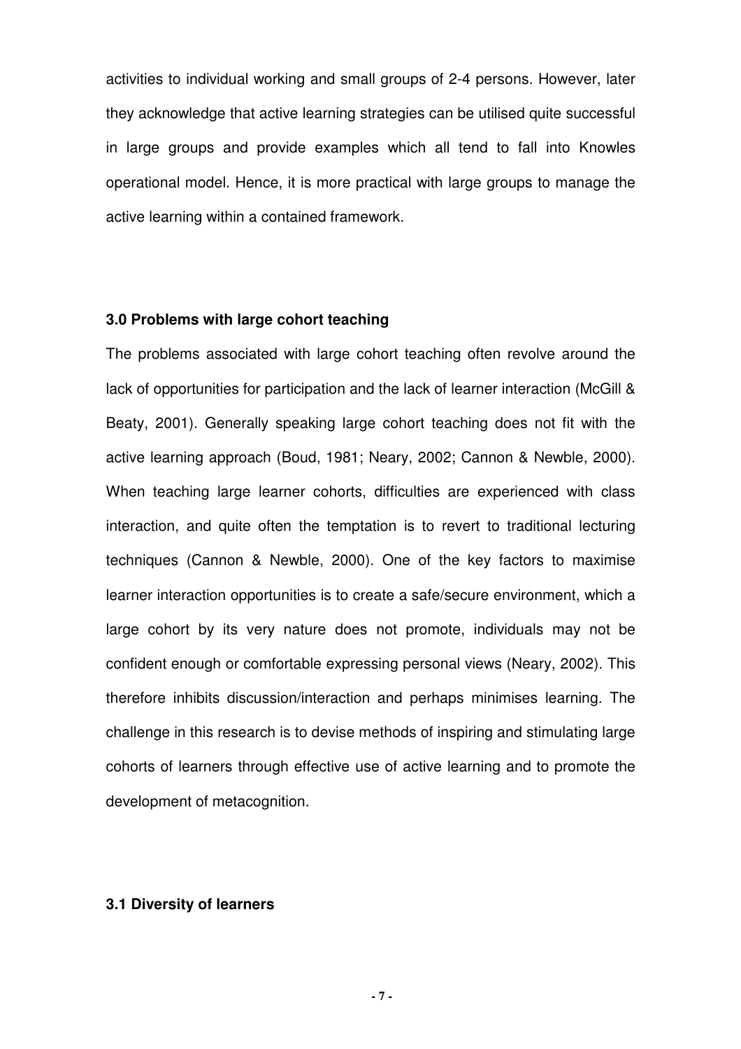activities to individual working and small groups of 2-4 persons. However, later they acknowledge that active learning strategies can be utilised quite successful in large groups and provide examples which all tend to fall into Knowles operational model. Hence, it is more practical with large groups to manage the active learning within a contained framework.

### 3.0 Problems with large cohort teaching

The problems associated with large cohort teaching often revolve around the lack of opportunities for participation and the lack of learner interaction (McGill & Beaty, 2001). Generally speaking large cohort teaching does not fit with the active learning approach (Boud, 1981; Neary, 2002; Cannon & Newble, 2000). When teaching large learner cohorts, difficulties are experienced with class interaction, and quite often the temptation is to revert to traditional lecturing techniques (Cannon & Newble, 2000). One of the key factors to maximise learner interaction opportunities is to create a safe/secure environment, which a large cohort by its very nature does not promote, individuals may not be confident enough or comfortable expressing personal views (Neary, 2002). This therefore inhibits discussion/interaction and perhaps minimises learning. The challenge in this research is to devise methods of inspiring and stimulating large cohorts of learners through effective use of active learning and to promote the development of metacognition.

### 3.1 Diversity of learners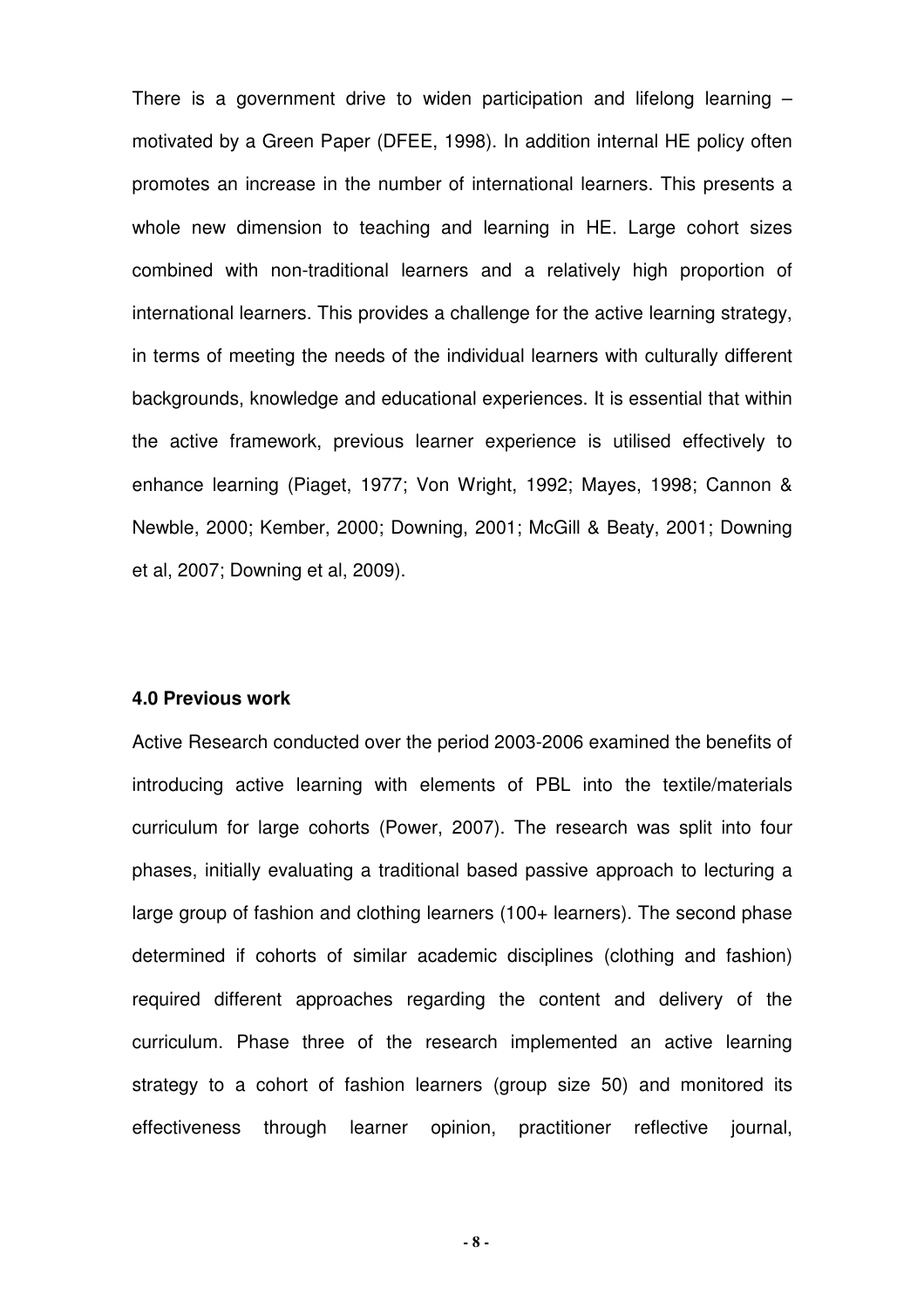There is a government drive to widen participation and lifelong learning – motivated by a Green Paper (DFEE, 1998). In addition internal HE policy often promotes an increase in the number of international learners. This presents a whole new dimension to teaching and learning in HE. Large cohort sizes combined with non-traditional learners and a relatively high proportion of international learners. This provides a challenge for the active learning strategy, in terms of meeting the needs of the individual learners with culturally different backgrounds, knowledge and educational experiences. It is essential that within the active framework, previous learner experience is utilised effectively to enhance learning (Piaget, 1977; Von Wright, 1992; Mayes, 1998; Cannon & Newble, 2000; Kember, 2000; Downing, 2001; McGill & Beaty, 2001; Downing et al, 2007; Downing et al, 2009).

#### 4.0 Previous work

Active Research conducted over the period 2003-2006 examined the benefits of introducing active learning with elements of PBL into the textile/materials curriculum for large cohorts (Power, 2007). The research was split into four phases, initially evaluating a traditional based passive approach to lecturing a large group of fashion and clothing learners (100+ learners). The second phase determined if cohorts of similar academic disciplines (clothing and fashion) required different approaches regarding the content and delivery of the curriculum. Phase three of the research implemented an active learning strategy to a cohort of fashion learners (group size 50) and monitored its effectiveness through learner opinion, practitioner reflective journal,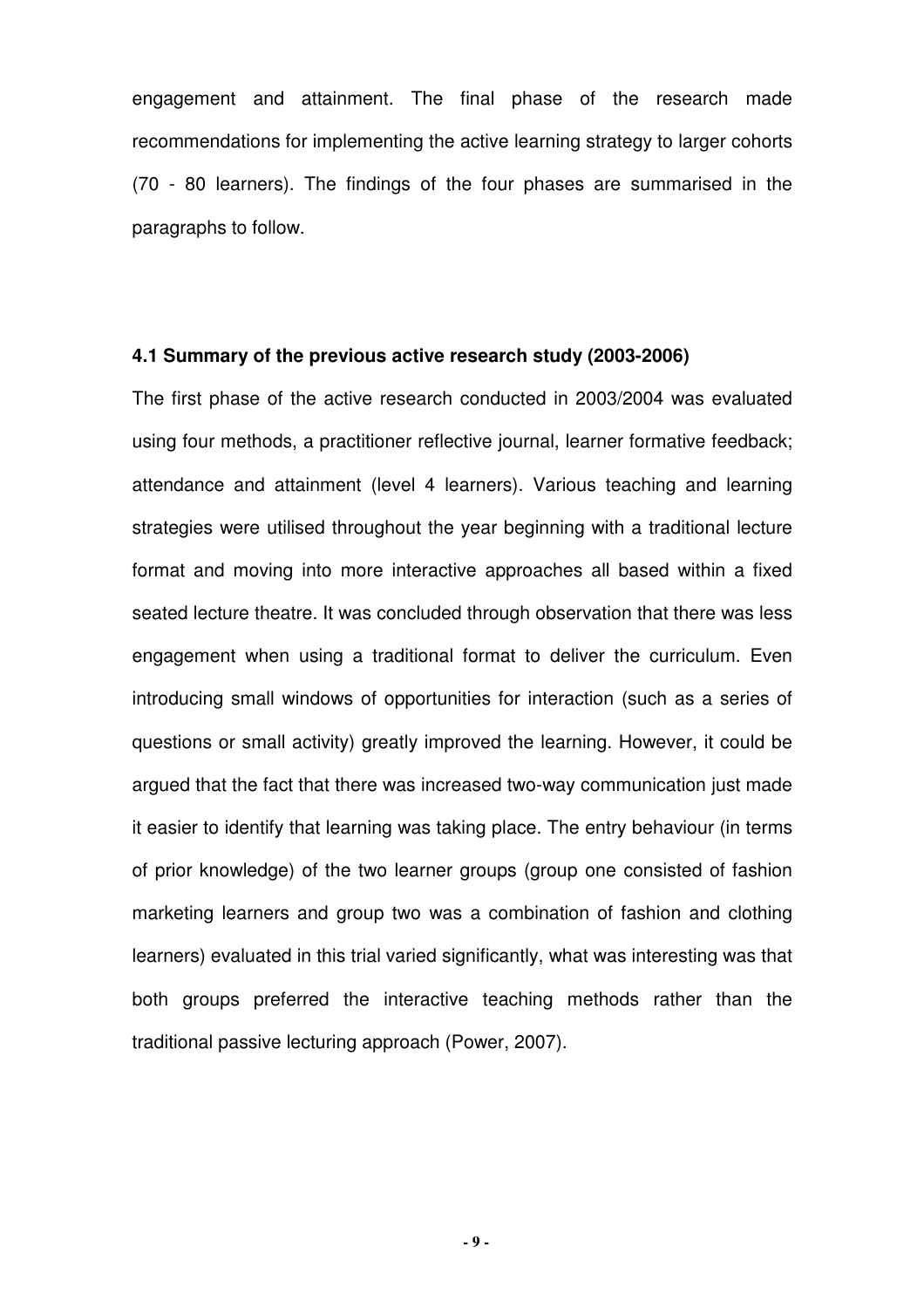engagement and attainment. The final phase of the research made recommendations for implementing the active learning strategy to larger cohorts (70 - 80 learners). The findings of the four phases are summarised in the paragraphs to follow.

### 4.1 Summary of the previous active research study (2003-2006)

The first phase of the active research conducted in 2003/2004 was evaluated using four methods, a practitioner reflective journal, learner formative feedback; attendance and attainment (level 4 learners). Various teaching and learning strategies were utilised throughout the year beginning with a traditional lecture format and moving into more interactive approaches all based within a fixed seated lecture theatre. It was concluded through observation that there was less engagement when using a traditional format to deliver the curriculum. Even introducing small windows of opportunities for interaction (such as a series of questions or small activity) greatly improved the learning. However, it could be argued that the fact that there was increased two-way communication just made it easier to identify that learning was taking place. The entry behaviour (in terms of prior knowledge) of the two learner groups (group one consisted of fashion marketing learners and group two was a combination of fashion and clothing learners) evaluated in this trial varied significantly, what was interesting was that both groups preferred the interactive teaching methods rather than the traditional passive lecturing approach (Power, 2007).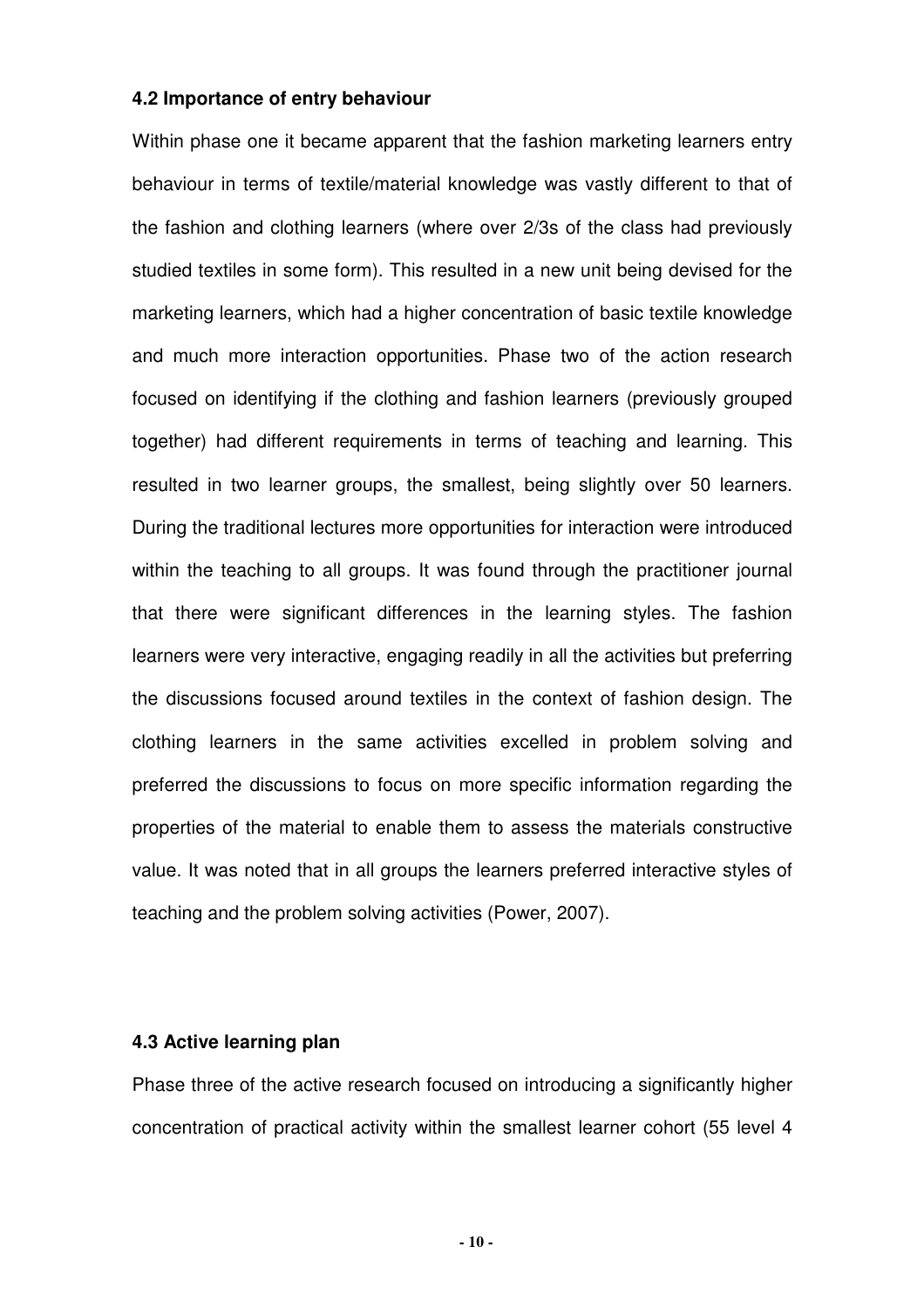### 4.2 Importance of entry behaviour

Within phase one it became apparent that the fashion marketing learners entry behaviour in terms of textile/material knowledge was vastly different to that of the fashion and clothing learners (where over 2/3s of the class had previously studied textiles in some form). This resulted in a new unit being devised for the marketing learners, which had a higher concentration of basic textile knowledge and much more interaction opportunities. Phase two of the action research focused on identifying if the clothing and fashion learners (previously grouped together) had different requirements in terms of teaching and learning. This resulted in two learner groups, the smallest, being slightly over 50 learners. During the traditional lectures more opportunities for interaction were introduced within the teaching to all groups. It was found through the practitioner journal that there were significant differences in the learning styles. The fashion learners were very interactive, engaging readily in all the activities but preferring the discussions focused around textiles in the context of fashion design. The clothing learners in the same activities excelled in problem solving and preferred the discussions to focus on more specific information regarding the properties of the material to enable them to assess the materials constructive value. It was noted that in all groups the learners preferred interactive styles of teaching and the problem solving activities (Power, 2007).

### 4.3 Active learning plan

Phase three of the active research focused on introducing a significantly higher concentration of practical activity within the smallest learner cohort (55 level 4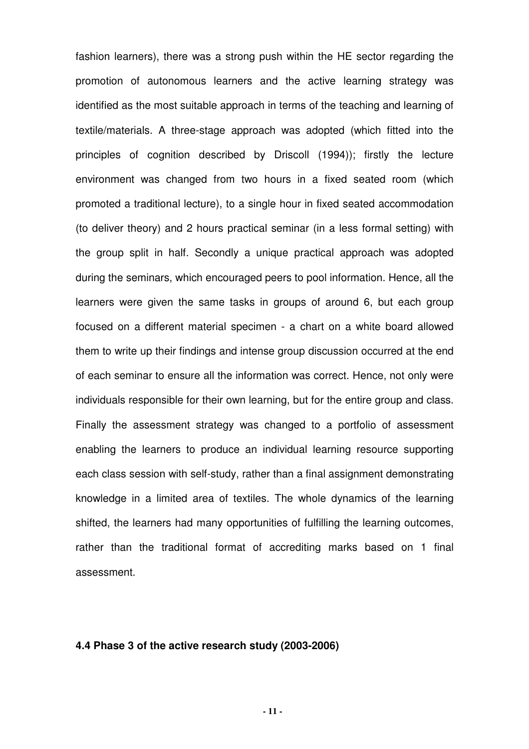fashion learners), there was a strong push within the HE sector regarding the promotion of autonomous learners and the active learning strategy was identified as the most suitable approach in terms of the teaching and learning of textile/materials. A three-stage approach was adopted (which fitted into the principles of cognition described by Driscoll (1994)); firstly the lecture environment was changed from two hours in a fixed seated room (which promoted a traditional lecture), to a single hour in fixed seated accommodation (to deliver theory) and 2 hours practical seminar (in a less formal setting) with the group split in half. Secondly a unique practical approach was adopted during the seminars, which encouraged peers to pool information. Hence, all the learners were given the same tasks in groups of around 6, but each group focused on a different material specimen - a chart on a white board allowed them to write up their findings and intense group discussion occurred at the end of each seminar to ensure all the information was correct. Hence, not only were individuals responsible for their own learning, but for the entire group and class. Finally the assessment strategy was changed to a portfolio of assessment enabling the learners to produce an individual learning resource supporting each class session with self-study, rather than a final assignment demonstrating knowledge in a limited area of textiles. The whole dynamics of the learning shifted, the learners had many opportunities of fulfilling the learning outcomes, rather than the traditional format of accrediting marks based on 1 final assessment.

### 4.4 Phase 3 of the active research study (2003-2006)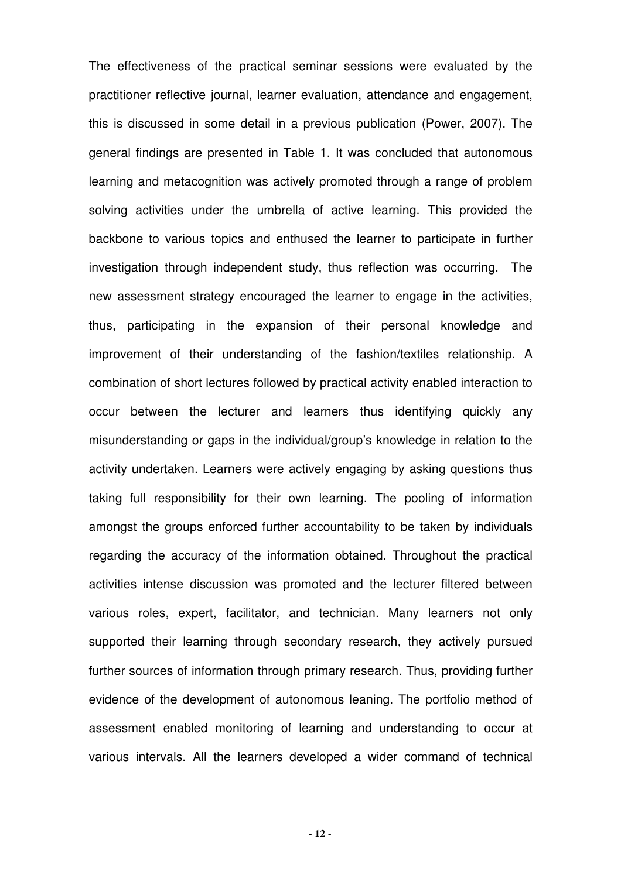The effectiveness of the practical seminar sessions were evaluated by the practitioner reflective journal, learner evaluation, attendance and engagement, this is discussed in some detail in a previous publication (Power, 2007). The general findings are presented in Table 1. It was concluded that autonomous learning and metacognition was actively promoted through a range of problem solving activities under the umbrella of active learning. This provided the backbone to various topics and enthused the learner to participate in further investigation through independent study, thus reflection was occurring. The new assessment strategy encouraged the learner to engage in the activities, thus, participating in the expansion of their personal knowledge and improvement of their understanding of the fashion/textiles relationship. A combination of short lectures followed by practical activity enabled interaction to occur between the lecturer and learners thus identifying quickly any misunderstanding or gaps in the individual/group's knowledge in relation to the activity undertaken. Learners were actively engaging by asking questions thus taking full responsibility for their own learning. The pooling of information amongst the groups enforced further accountability to be taken by individuals regarding the accuracy of the information obtained. Throughout the practical activities intense discussion was promoted and the lecturer filtered between various roles, expert, facilitator, and technician. Many learners not only supported their learning through secondary research, they actively pursued further sources of information through primary research. Thus, providing further evidence of the development of autonomous leaning. The portfolio method of assessment enabled monitoring of learning and understanding to occur at various intervals. All the learners developed a wider command of technical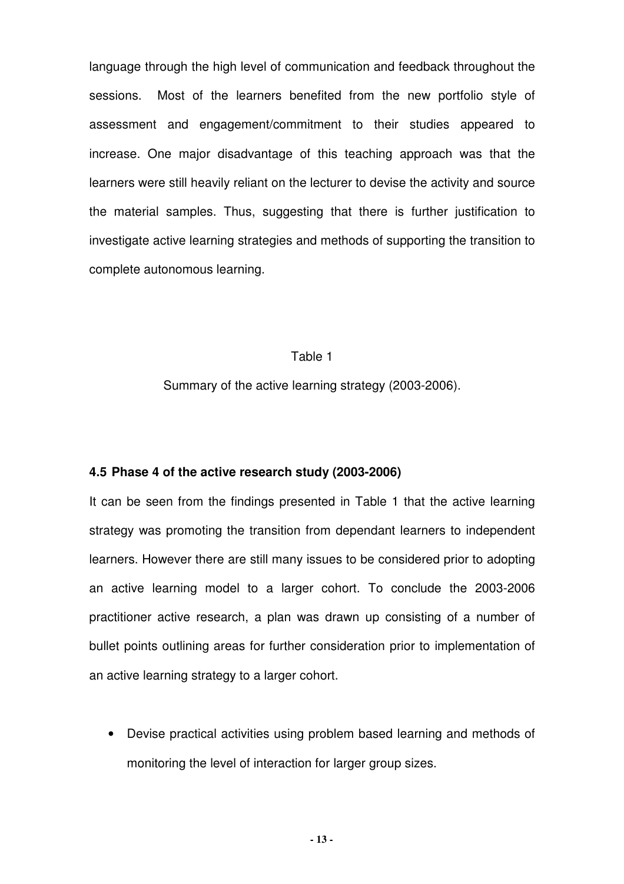language through the high level of communication and feedback throughout the sessions. Most of the learners benefited from the new portfolio style of assessment and engagement/commitment to their studies appeared to increase. One major disadvantage of this teaching approach was that the learners were still heavily reliant on the lecturer to devise the activity and source the material samples. Thus, suggesting that there is further justification to investigate active learning strategies and methods of supporting the transition to complete autonomous learning.

Table 1

Summary of the active learning strategy (2003-2006).

### 4.5 Phase 4 of the active research study (2003-2006)

It can be seen from the findings presented in Table 1 that the active learning strategy was promoting the transition from dependant learners to independent learners. However there are still many issues to be considered prior to adopting an active learning model to a larger cohort. To conclude the 2003-2006 practitioner active research, a plan was drawn up consisting of a number of bullet points outlining areas for further consideration prior to implementation of an active learning strategy to a larger cohort.

- Devise practical activities using problem based learning and methods of monitoring the level of interaction for larger group sizes.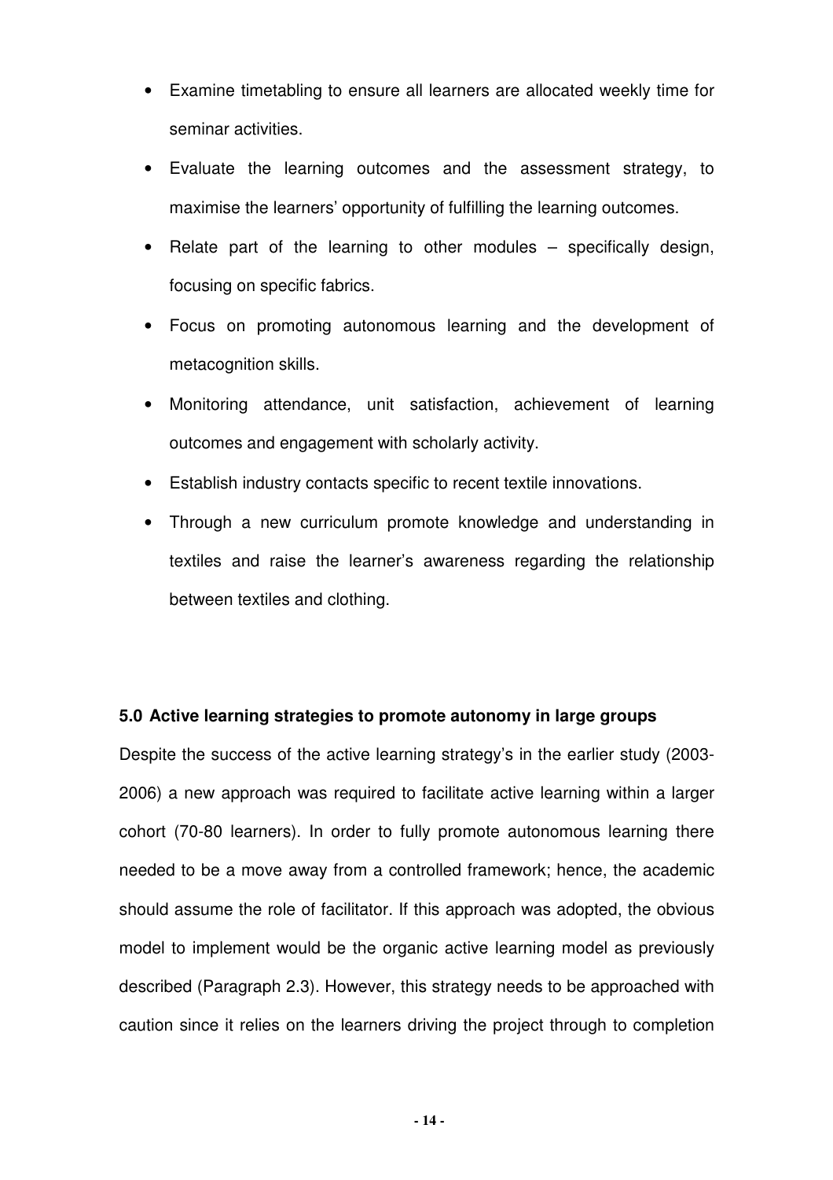- Examine timetabling to ensure all learners are allocated weekly time for seminar activities.
- Evaluate the learning outcomes and the assessment strategy, to maximise the learners' opportunity of fulfilling the learning outcomes.
- Relate part of the learning to other modules – specifically design, focusing on specific fabrics.
- Focus on promoting autonomous learning and the development of metacognition skills.
- Monitoring attendance, unit satisfaction, achievement of learning outcomes and engagement with scholarly activity.
- Establish industry contacts specific to recent textile innovations.
- Through a new curriculum promote knowledge and understanding in textiles and raise the learner's awareness regarding the relationship between textiles and clothing.

## 5.0 Active learning strategies to promote autonomy in large groups

Despite the success of the active learning strategy's in the earlier study (2003-2006) a new approach was required to facilitate active learning within a larger cohort (70-80 learners). In order to fully promote autonomous learning there needed to be a move away from a controlled framework; hence, the academic should assume the role of facilitator. If this approach was adopted, the obvious model to implement would be the organic active learning model as previously described (Paragraph 2.3). However, this strategy needs to be approached with caution since it relies on the learners driving the project through to completion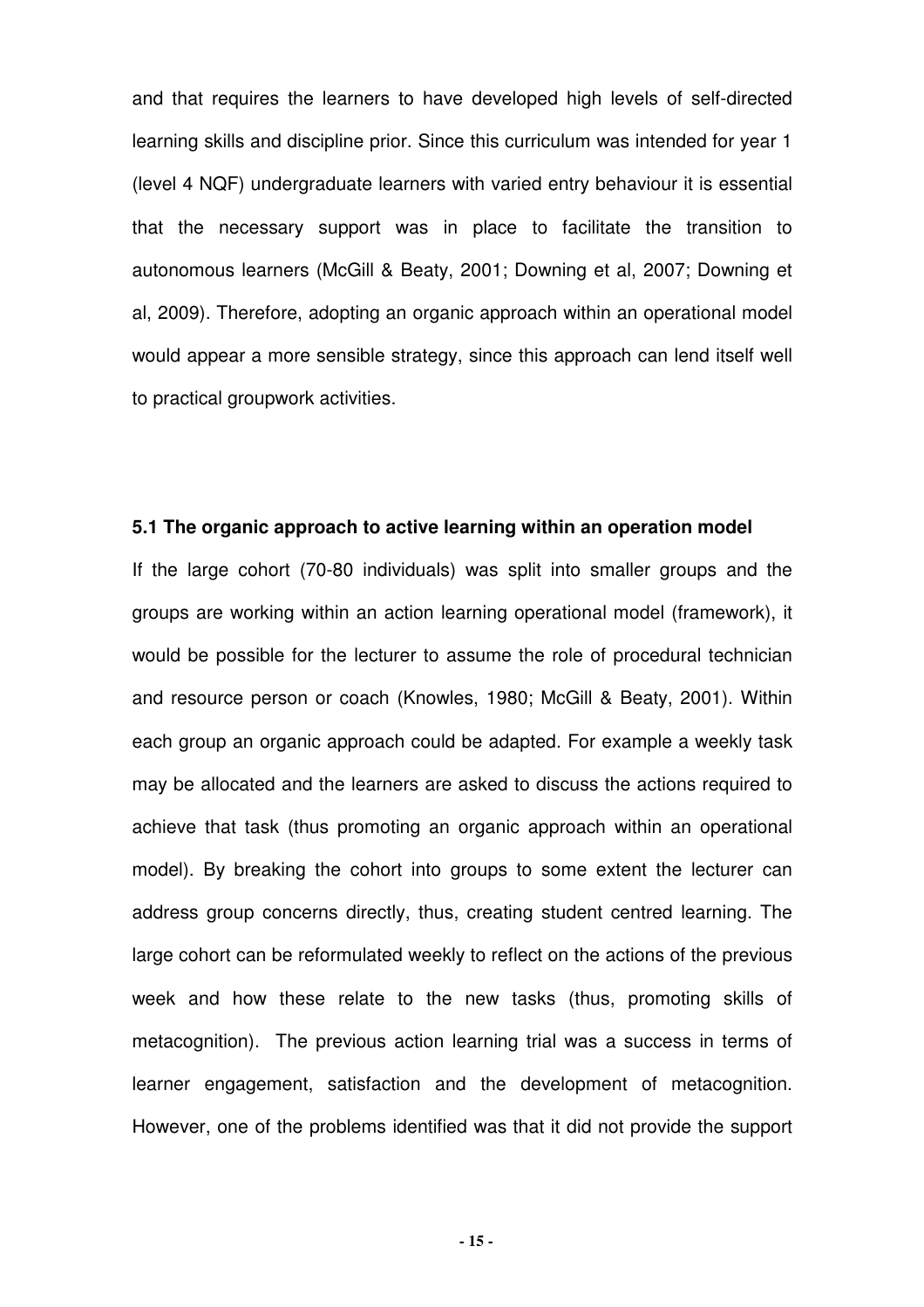and that requires the learners to have developed high levels of self-directed learning skills and discipline prior. Since this curriculum was intended for year 1 (level 4 NQF) undergraduate learners with varied entry behaviour it is essential that the necessary support was in place to facilitate the transition to autonomous learners (McGill & Beaty, 2001; Downing et al, 2007; Downing et al, 2009). Therefore, adopting an organic approach within an operational model would appear a more sensible strategy, since this approach can lend itself well to practical groupwork activities.

### 5.1 The organic approach to active learning within an operation model

If the large cohort (70-80 individuals) was split into smaller groups and the groups are working within an action learning operational model (framework), it would be possible for the lecturer to assume the role of procedural technician and resource person or coach (Knowles, 1980; McGill & Beaty, 2001). Within each group an organic approach could be adapted. For example a weekly task may be allocated and the learners are asked to discuss the actions required to achieve that task (thus promoting an organic approach within an operational model). By breaking the cohort into groups to some extent the lecturer can address group concerns directly, thus, creating student centred learning. The large cohort can be reformulated weekly to reflect on the actions of the previous week and how these relate to the new tasks (thus, promoting skills of metacognition). The previous action learning trial was a success in terms of learner engagement, satisfaction and the development of metacognition. However, one of the problems identified was that it did not provide the support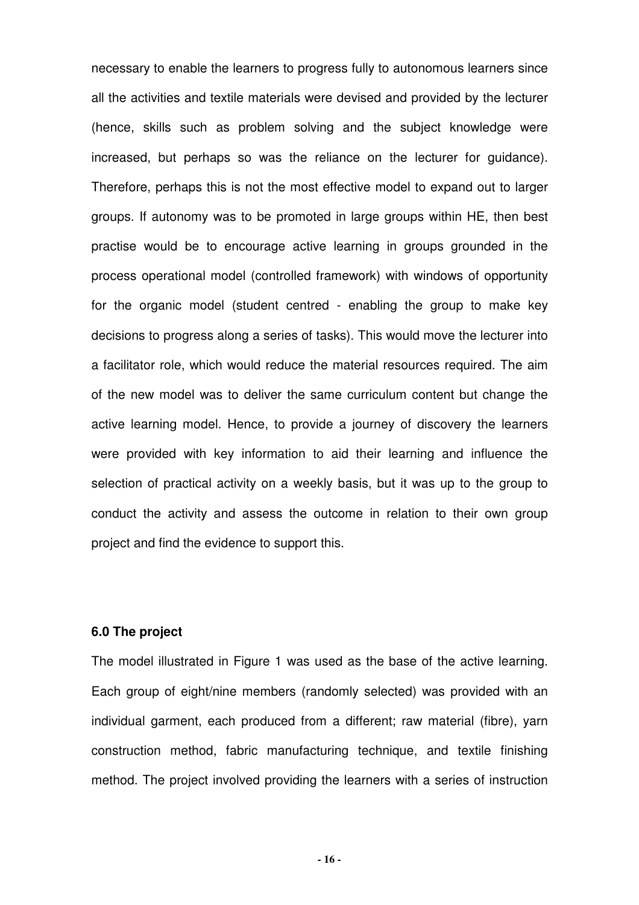necessary to enable the learners to progress fully to autonomous learners since all the activities and textile materials were devised and provided by the lecturer (hence, skills such as problem solving and the subject knowledge were increased, but perhaps so was the reliance on the lecturer for guidance). Therefore, perhaps this is not the most effective model to expand out to larger groups. If autonomy was to be promoted in large groups within HE, then best practise would be to encourage active learning in groups grounded in the process operational model (controlled framework) with windows of opportunity for the organic model (student centred - enabling the group to make key decisions to progress along a series of tasks). This would move the lecturer into a facilitator role, which would reduce the material resources required. The aim of the new model was to deliver the same curriculum content but change the active learning model. Hence, to provide a journey of discovery the learners were provided with key information to aid their learning and influence the selection of practical activity on a weekly basis, but it was up to the group to conduct the activity and assess the outcome in relation to their own group project and find the evidence to support this.

### 6.0 The project

The model illustrated in Figure 1 was used as the base of the active learning. Each group of eight/nine members (randomly selected) was provided with an individual garment, each produced from a different; raw material (fibre), yarn construction method, fabric manufacturing technique, and textile finishing method. The project involved providing the learners with a series of instruction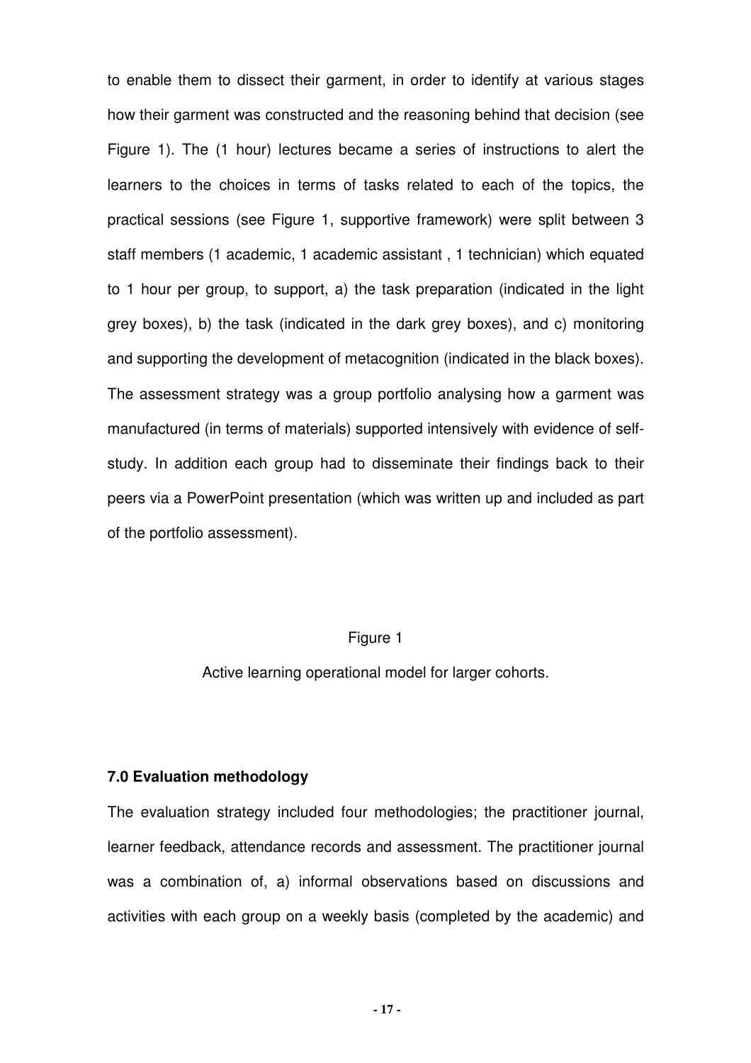to enable them to dissect their garment, in order to identify at various stages how their garment was constructed and the reasoning behind that decision (see Figure 1). The (1 hour) lectures became a series of instructions to alert the learners to the choices in terms of tasks related to each of the topics, the practical sessions (see Figure 1, supportive framework) were split between 3 staff members (1 academic, 1 academic assistant , 1 technician) which equated to 1 hour per group, to support, a) the task preparation (indicated in the light grey boxes), b) the task (indicated in the dark grey boxes), and c) monitoring and supporting the development of metacognition (indicated in the black boxes). The assessment strategy was a group portfolio analysing how a garment was manufactured (in terms of materials) supported intensively with evidence of self-study. In addition each group had to disseminate their findings back to their peers via a PowerPoint presentation (which was written up and included as part of the portfolio assessment).

Figure 1

Active learning operational model for larger cohorts.

### 7.0 Evaluation methodology

The evaluation strategy included four methodologies; the practitioner journal, learner feedback, attendance records and assessment. The practitioner journal was a combination of, a) informal observations based on discussions and activities with each group on a weekly basis (completed by the academic) and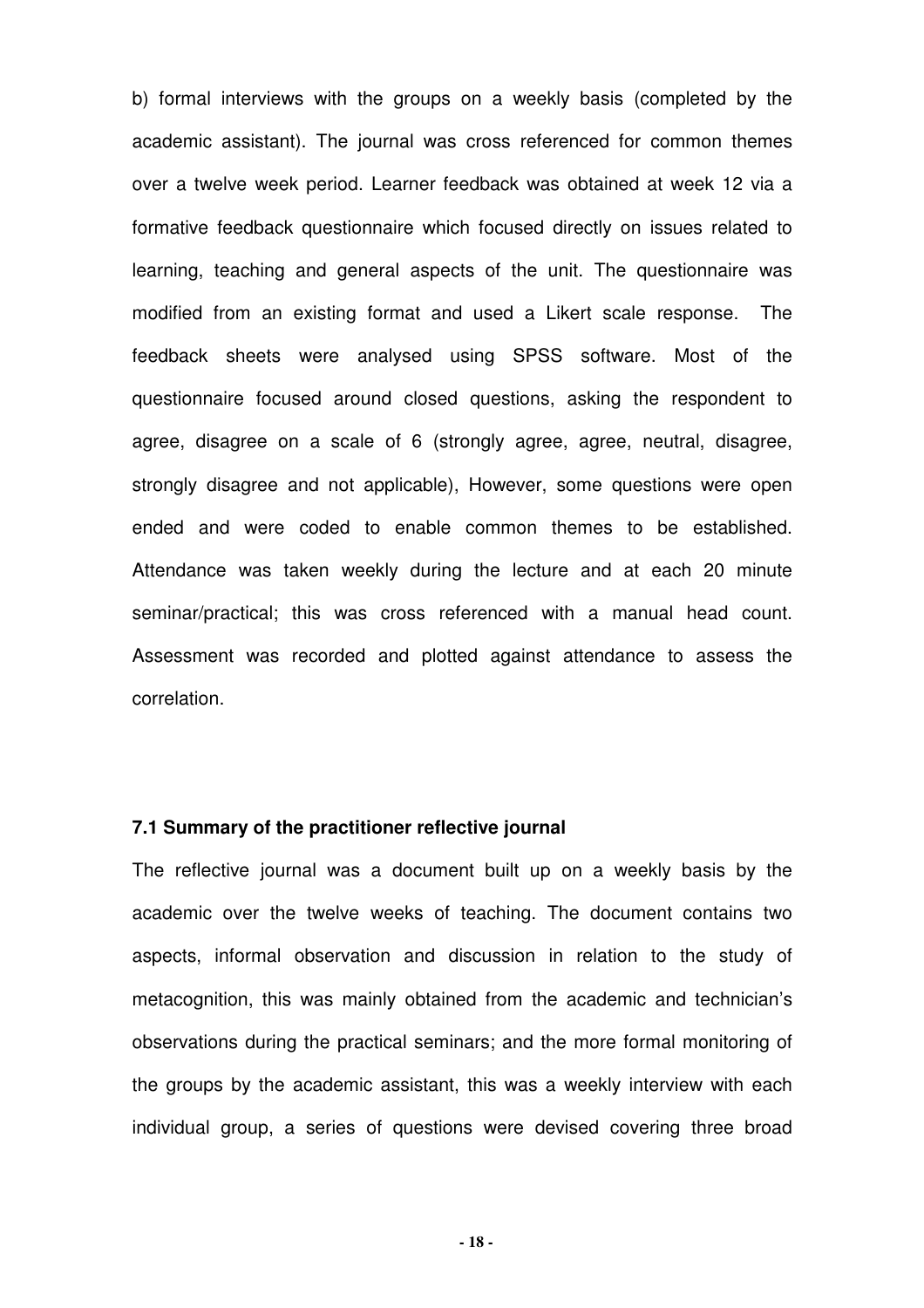b) formal interviews with the groups on a weekly basis (completed by the academic assistant). The journal was cross referenced for common themes over a twelve week period. Learner feedback was obtained at week 12 via a formative feedback questionnaire which focused directly on issues related to learning, teaching and general aspects of the unit. The questionnaire was modified from an existing format and used a Likert scale response. The feedback sheets were analysed using SPSS software. Most of the questionnaire focused around closed questions, asking the respondent to agree, disagree on a scale of 6 (strongly agree, agree, neutral, disagree, strongly disagree and not applicable), However, some questions were open ended and were coded to enable common themes to be established. Attendance was taken weekly during the lecture and at each 20 minute seminar/practical; this was cross referenced with a manual head count. Assessment was recorded and plotted against attendance to assess the correlation.

### 7.1 Summary of the practitioner reflective journal

The reflective journal was a document built up on a weekly basis by the academic over the twelve weeks of teaching. The document contains two aspects, informal observation and discussion in relation to the study of metacognition, this was mainly obtained from the academic and technician's observations during the practical seminars; and the more formal monitoring of the groups by the academic assistant, this was a weekly interview with each individual group, a series of questions were devised covering three broad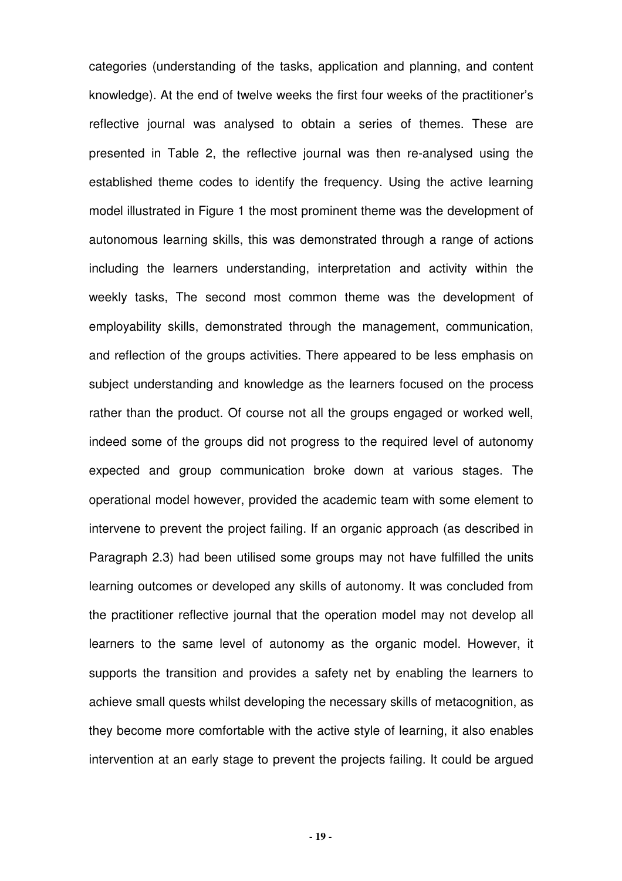categories (understanding of the tasks, application and planning, and content knowledge). At the end of twelve weeks the first four weeks of the practitioner's reflective journal was analysed to obtain a series of themes. These are presented in Table 2, the reflective journal was then re-analysed using the established theme codes to identify the frequency. Using the active learning model illustrated in Figure 1 the most prominent theme was the development of autonomous learning skills, this was demonstrated through a range of actions including the learners understanding, interpretation and activity within the weekly tasks, The second most common theme was the development of employability skills, demonstrated through the management, communication, and reflection of the groups activities. There appeared to be less emphasis on subject understanding and knowledge as the learners focused on the process rather than the product. Of course not all the groups engaged or worked well, indeed some of the groups did not progress to the required level of autonomy expected and group communication broke down at various stages. The operational model however, provided the academic team with some element to intervene to prevent the project failing. If an organic approach (as described in Paragraph 2.3) had been utilised some groups may not have fulfilled the units learning outcomes or developed any skills of autonomy. It was concluded from the practitioner reflective journal that the operation model may not develop all learners to the same level of autonomy as the organic model. However, it supports the transition and provides a safety net by enabling the learners to achieve small quests whilst developing the necessary skills of metacognition, as they become more comfortable with the active style of learning, it also enables intervention at an early stage to prevent the projects failing. It could be argued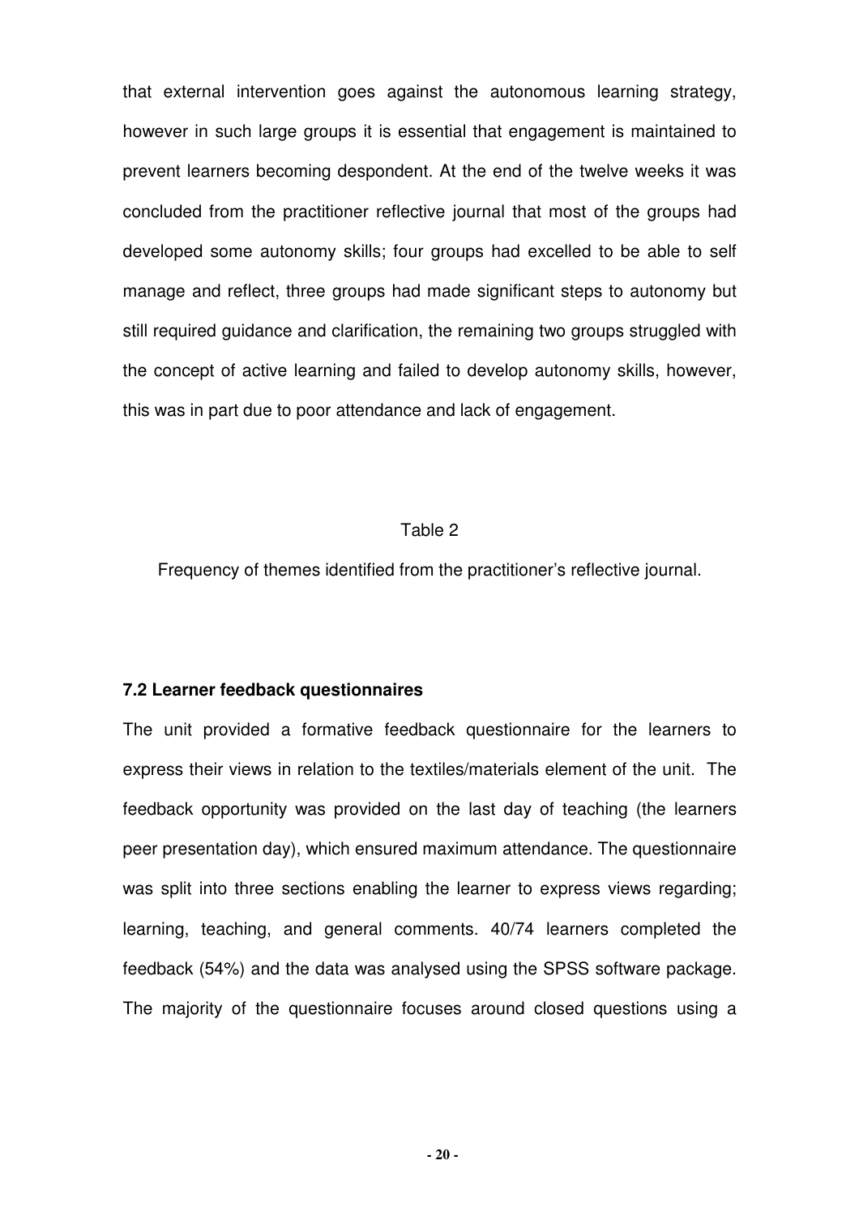that external intervention goes against the autonomous learning strategy, however in such large groups it is essential that engagement is maintained to prevent learners becoming despondent. At the end of the twelve weeks it was concluded from the practitioner reflective journal that most of the groups had developed some autonomy skills; four groups had excelled to be able to self manage and reflect, three groups had made significant steps to autonomy but still required guidance and clarification, the remaining two groups struggled with the concept of active learning and failed to develop autonomy skills, however, this was in part due to poor attendance and lack of engagement.

Table 2

Frequency of themes identified from the practitioner's reflective journal.

### 7.2 Learner feedback questionnaires

The unit provided a formative feedback questionnaire for the learners to express their views in relation to the textiles/materials element of the unit. The feedback opportunity was provided on the last day of teaching (the learners peer presentation day), which ensured maximum attendance. The questionnaire was split into three sections enabling the learner to express views regarding; learning, teaching, and general comments. 40/74 learners completed the feedback (54%) and the data was analysed using the SPSS software package. The majority of the questionnaire focuses around closed questions using a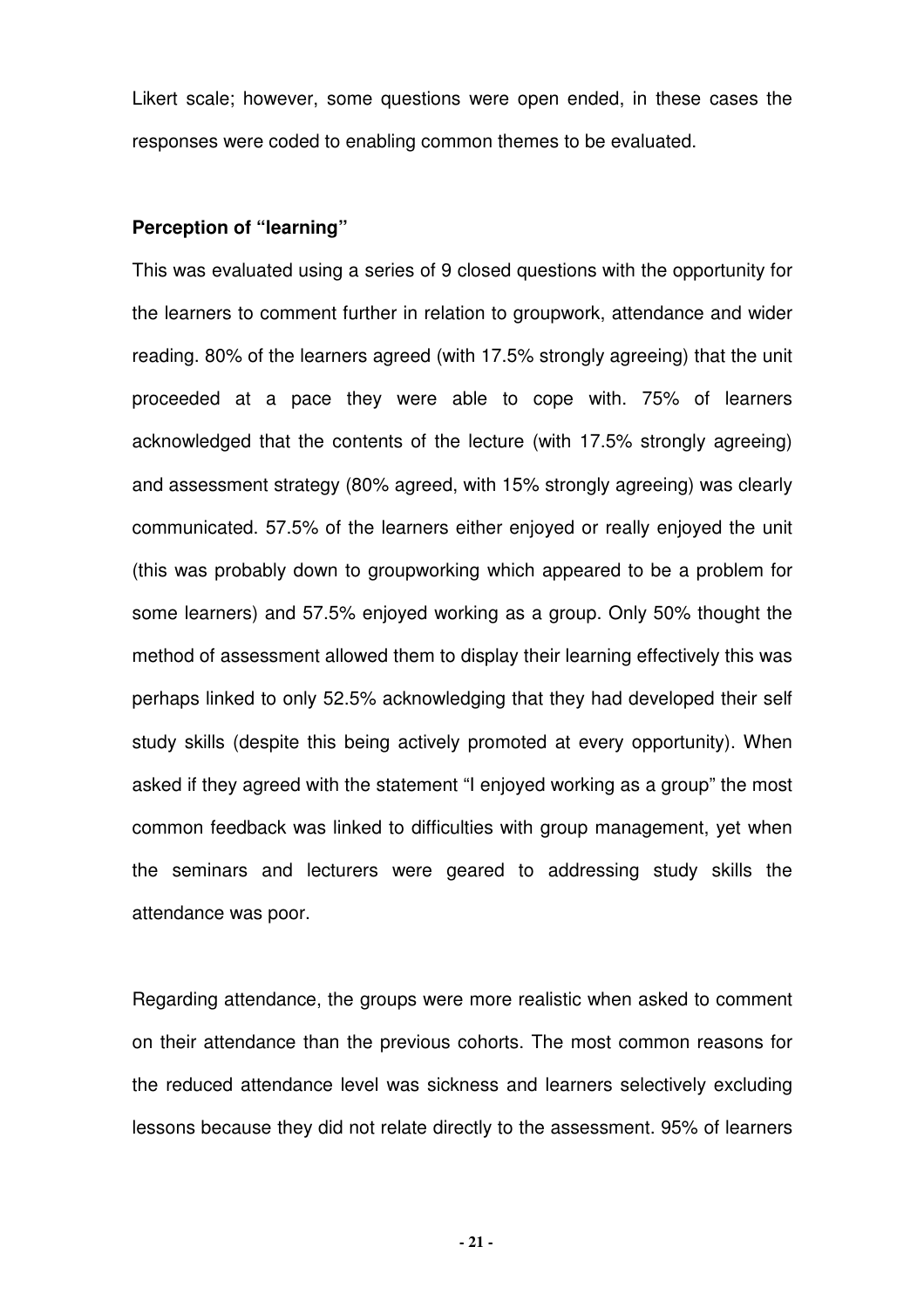Likert scale; however, some questions were open ended, in these cases the responses were coded to enabling common themes to be evaluated.

**Perception of "learning"**

This was evaluated using a series of 9 closed questions with the opportunity for the learners to comment further in relation to groupwork, attendance and wider reading. 80% of the learners agreed (with 17.5% strongly agreeing) that the unit proceeded at a pace they were able to cope with. 75% of learners acknowledged that the contents of the lecture (with 17.5% strongly agreeing) and assessment strategy (80% agreed, with 15% strongly agreeing) was clearly communicated. 57.5% of the learners either enjoyed or really enjoyed the unit (this was probably down to groupworking which appeared to be a problem for some learners) and 57.5% enjoyed working as a group. Only 50% thought the method of assessment allowed them to display their learning effectively this was perhaps linked to only 52.5% acknowledging that they had developed their self study skills (despite this being actively promoted at every opportunity). When asked if they agreed with the statement "I enjoyed working as a group" the most common feedback was linked to difficulties with group management, yet when the seminars and lecturers were geared to addressing study skills the attendance was poor.

Regarding attendance, the groups were more realistic when asked to comment on their attendance than the previous cohorts. The most common reasons for the reduced attendance level was sickness and learners selectively excluding lessons because they did not relate directly to the assessment. 95% of learners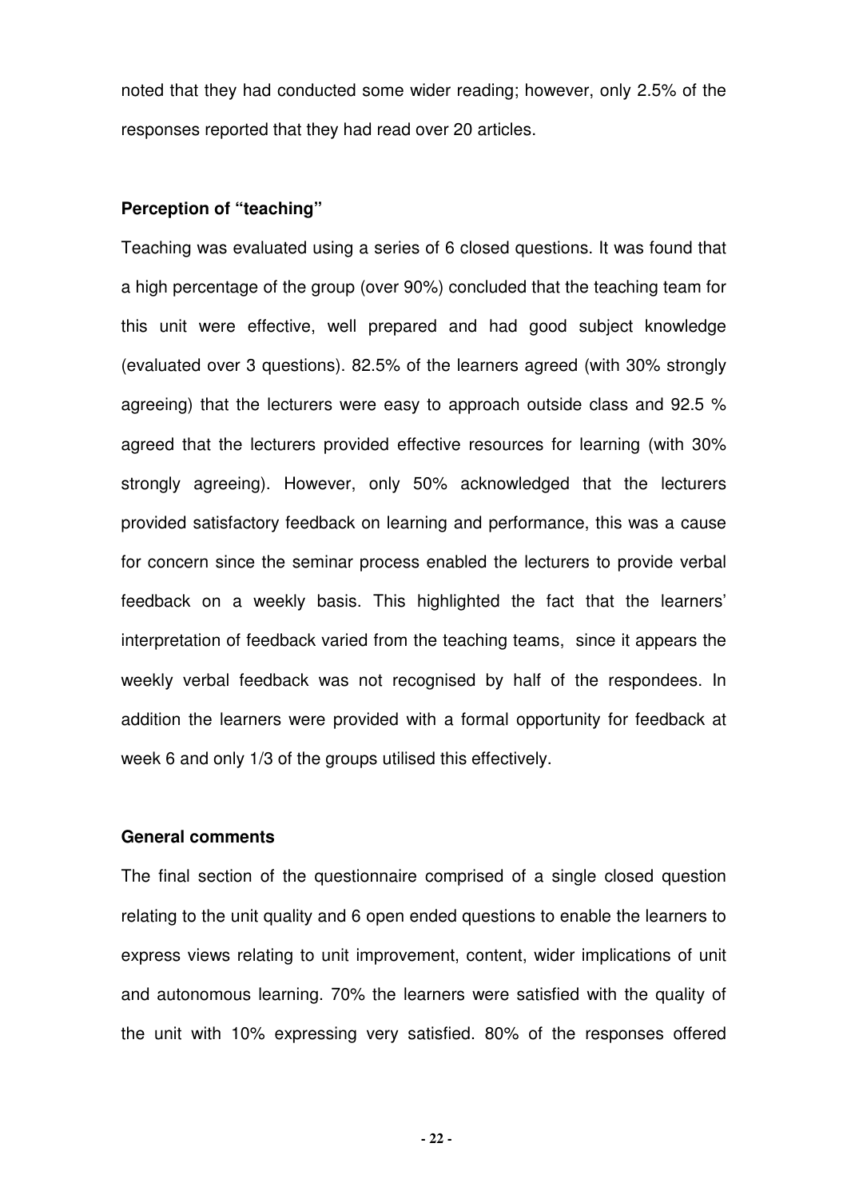noted that they had conducted some wider reading; however, only 2.5% of the responses reported that they had read over 20 articles.

**Perception of "teaching"**

Teaching was evaluated using a series of 6 closed questions. It was found that a high percentage of the group (over 90%) concluded that the teaching team for this unit were effective, well prepared and had good subject knowledge (evaluated over 3 questions). 82.5% of the learners agreed (with 30% strongly agreeing) that the lecturers were easy to approach outside class and 92.5 % agreed that the lecturers provided effective resources for learning (with 30% strongly agreeing). However, only 50% acknowledged that the lecturers provided satisfactory feedback on learning and performance, this was a cause for concern since the seminar process enabled the lecturers to provide verbal feedback on a weekly basis. This highlighted the fact that the learners' interpretation of feedback varied from the teaching teams, since it appears the weekly verbal feedback was not recognised by half of the respondees. In addition the learners were provided with a formal opportunity for feedback at week 6 and only 1/3 of the groups utilised this effectively.

**General comments**

The final section of the questionnaire comprised of a single closed question relating to the unit quality and 6 open ended questions to enable the learners to express views relating to unit improvement, content, wider implications of unit and autonomous learning. 70% the learners were satisfied with the quality of the unit with 10% expressing very satisfied. 80% of the responses offered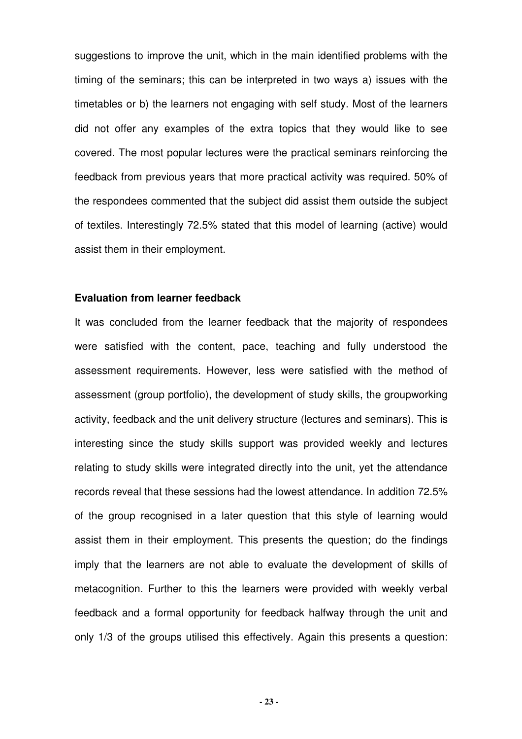suggestions to improve the unit, which in the main identified problems with the timing of the seminars; this can be interpreted in two ways a) issues with the timetables or b) the learners not engaging with self study. Most of the learners did not offer any examples of the extra topics that they would like to see covered. The most popular lectures were the practical seminars reinforcing the feedback from previous years that more practical activity was required. 50% of the respondees commented that the subject did assist them outside the subject of textiles. Interestingly 72.5% stated that this model of learning (active) would assist them in their employment.

**Evaluation from learner feedback**

It was concluded from the learner feedback that the majority of respondees were satisfied with the content, pace, teaching and fully understood the assessment requirements. However, less were satisfied with the method of assessment (group portfolio), the development of study skills, the groupworking activity, feedback and the unit delivery structure (lectures and seminars). This is interesting since the study skills support was provided weekly and lectures relating to study skills were integrated directly into the unit, yet the attendance records reveal that these sessions had the lowest attendance. In addition 72.5% of the group recognised in a later question that this style of learning would assist them in their employment. This presents the question; do the findings imply that the learners are not able to evaluate the development of skills of metacognition. Further to this the learners were provided with weekly verbal feedback and a formal opportunity for feedback halfway through the unit and only 1/3 of the groups utilised this effectively. Again this presents a question: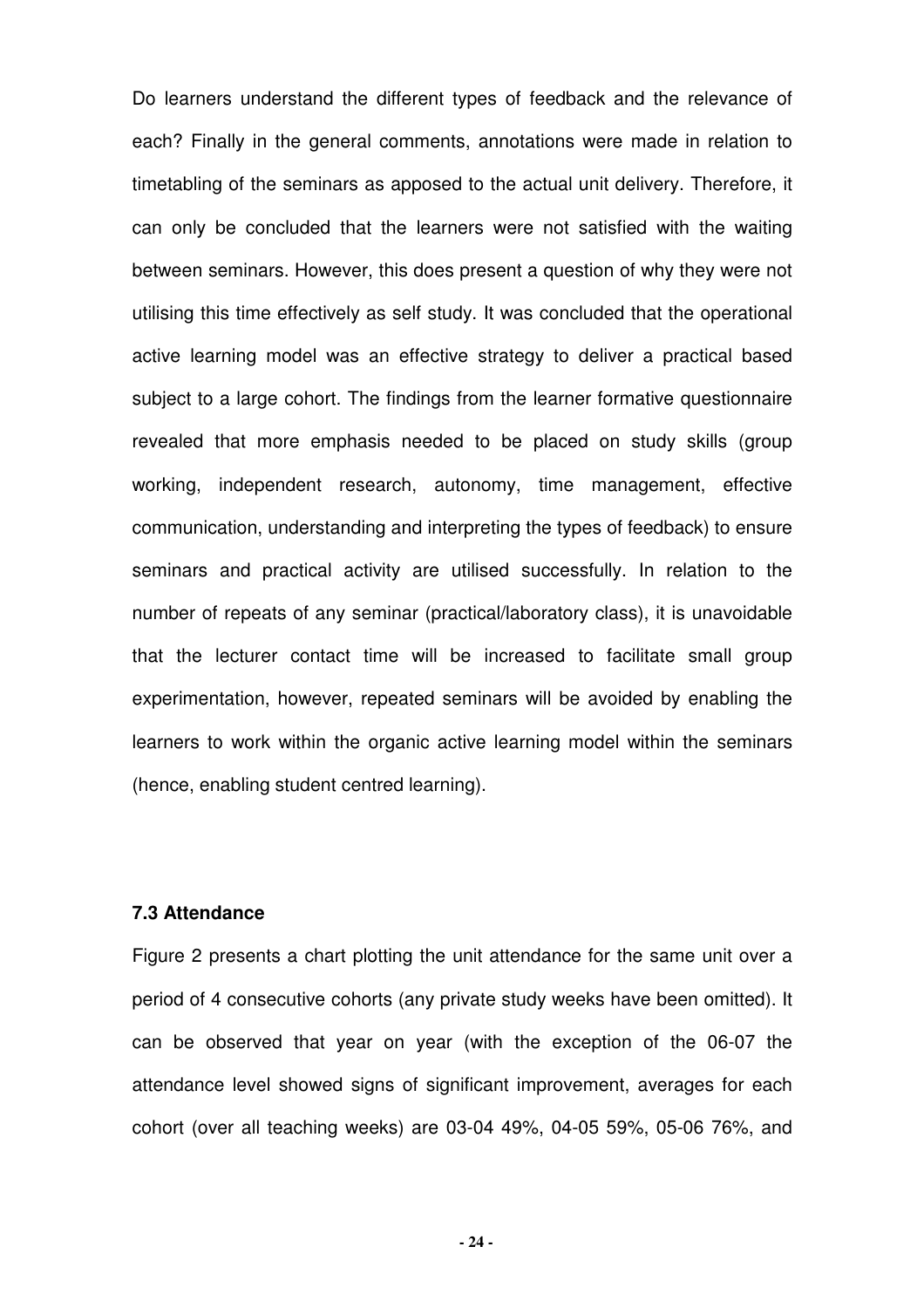Do learners understand the different types of feedback and the relevance of each? Finally in the general comments, annotations were made in relation to timetabling of the seminars as apposed to the actual unit delivery. Therefore, it can only be concluded that the learners were not satisfied with the waiting between seminars. However, this does present a question of why they were not utilising this time effectively as self study. It was concluded that the operational active learning model was an effective strategy to deliver a practical based subject to a large cohort. The findings from the learner formative questionnaire revealed that more emphasis needed to be placed on study skills (group working, independent research, autonomy, time management, effective communication, understanding and interpreting the types of feedback) to ensure seminars and practical activity are utilised successfully. In relation to the number of repeats of any seminar (practical/laboratory class), it is unavoidable that the lecturer contact time will be increased to facilitate small group experimentation, however, repeated seminars will be avoided by enabling the learners to work within the organic active learning model within the seminars (hence, enabling student centred learning).

### 7.3 Attendance

Figure 2 presents a chart plotting the unit attendance for the same unit over a period of 4 consecutive cohorts (any private study weeks have been omitted). It can be observed that year on year (with the exception of the 06-07 the attendance level showed signs of significant improvement, averages for each cohort (over all teaching weeks) are 03-04 49%, 04-05 59%, 05-06 76%, and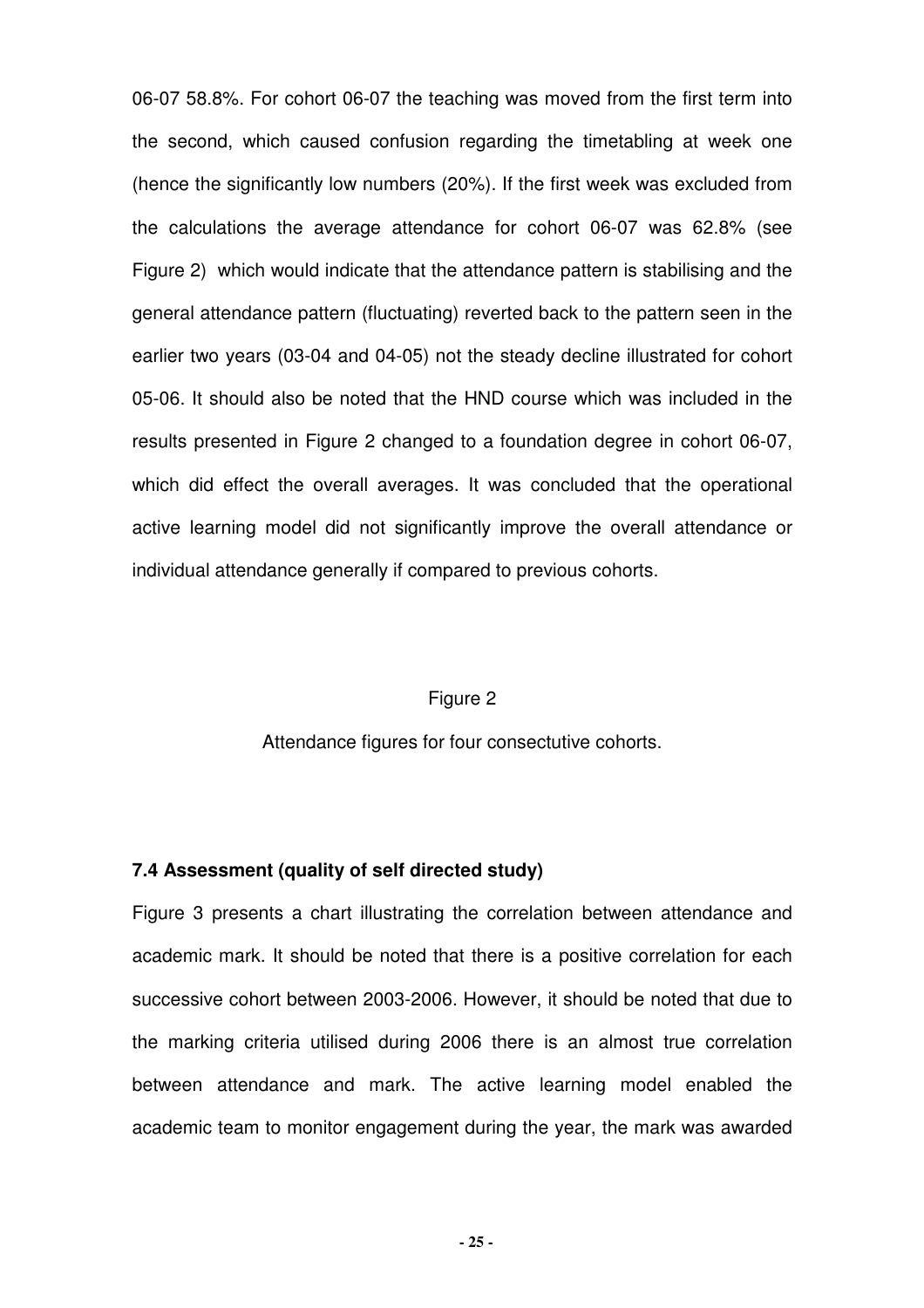06-07 58.8%. For cohort 06-07 the teaching was moved from the first term into the second, which caused confusion regarding the timetabling at week one (hence the significantly low numbers (20%). If the first week was excluded from the calculations the average attendance for cohort 06-07 was 62.8% (see Figure 2) which would indicate that the attendance pattern is stabilising and the general attendance pattern (fluctuating) reverted back to the pattern seen in the earlier two years (03-04 and 04-05) not the steady decline illustrated for cohort 05-06. It should also be noted that the HND course which was included in the results presented in Figure 2 changed to a foundation degree in cohort 06-07, which did effect the overall averages. It was concluded that the operational active learning model did not significantly improve the overall attendance or individual attendance generally if compared to previous cohorts.

Figure 2

Attendance figures for four consectutive cohorts.

### 7.4 Assessment (quality of self directed study)

Figure 3 presents a chart illustrating the correlation between attendance and academic mark. It should be noted that there is a positive correlation for each successive cohort between 2003-2006. However, it should be noted that due to the marking criteria utilised during 2006 there is an almost true correlation between attendance and mark. The active learning model enabled the academic team to monitor engagement during the year, the mark was awarded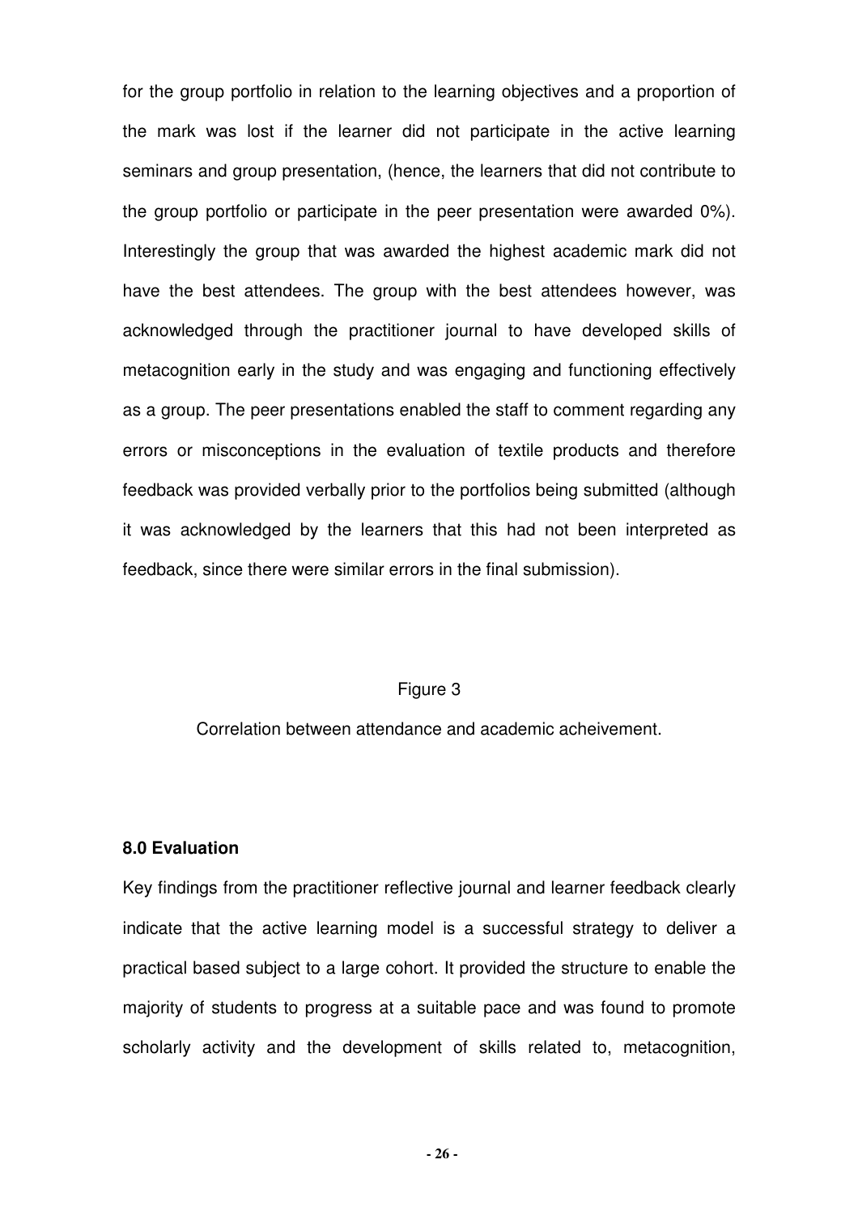for the group portfolio in relation to the learning objectives and a proportion of the mark was lost if the learner did not participate in the active learning seminars and group presentation, (hence, the learners that did not contribute to the group portfolio or participate in the peer presentation were awarded 0%). Interestingly the group that was awarded the highest academic mark did not have the best attendees. The group with the best attendees however, was acknowledged through the practitioner journal to have developed skills of metacognition early in the study and was engaging and functioning effectively as a group. The peer presentations enabled the staff to comment regarding any errors or misconceptions in the evaluation of textile products and therefore feedback was provided verbally prior to the portfolios being submitted (although it was acknowledged by the learners that this had not been interpreted as feedback, since there were similar errors in the final submission).

Figure 3

Correlation between attendance and academic acheivement.

**8.0 Evaluation**

Key findings from the practitioner reflective journal and learner feedback clearly indicate that the active learning model is a successful strategy to deliver a practical based subject to a large cohort. It provided the structure to enable the majority of students to progress at a suitable pace and was found to promote scholarly activity and the development of skills related to, metacognition,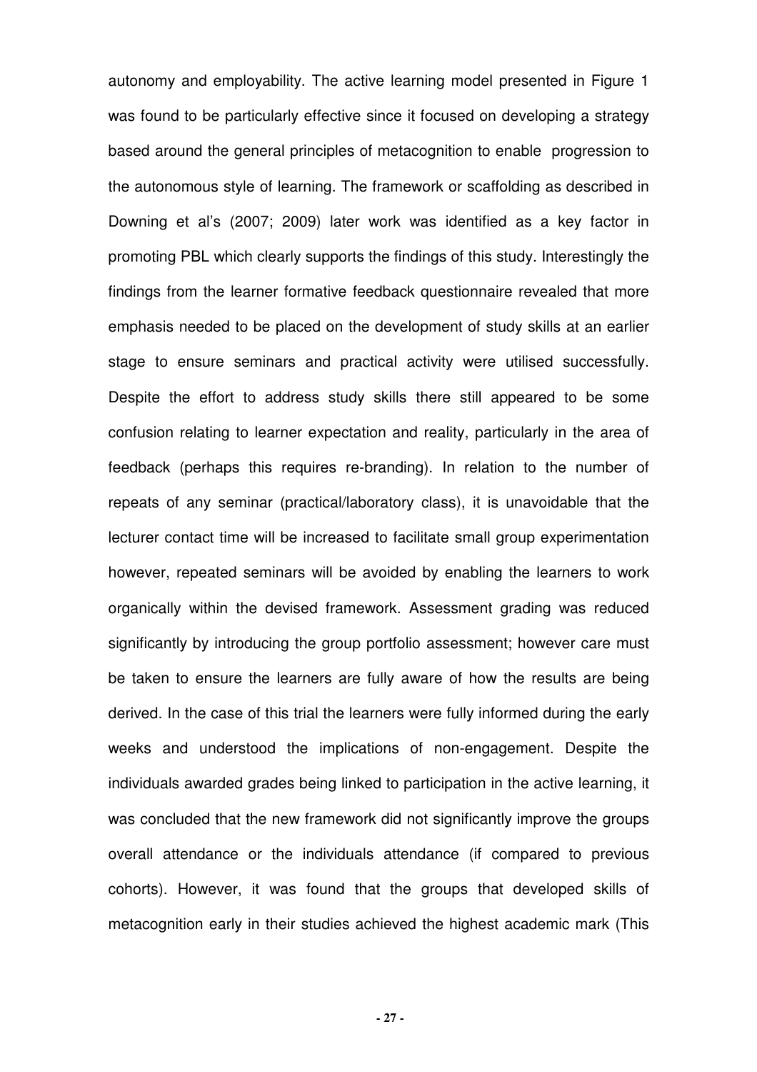autonomy and employability. The active learning model presented in Figure 1 was found to be particularly effective since it focused on developing a strategy based around the general principles of metacognition to enable progression to the autonomous style of learning. The framework or scaffolding as described in Downing et al's (2007; 2009) later work was identified as a key factor in promoting PBL which clearly supports the findings of this study. Interestingly the findings from the learner formative feedback questionnaire revealed that more emphasis needed to be placed on the development of study skills at an earlier stage to ensure seminars and practical activity were utilised successfully. Despite the effort to address study skills there still appeared to be some confusion relating to learner expectation and reality, particularly in the area of feedback (perhaps this requires re-branding). In relation to the number of repeats of any seminar (practical/laboratory class), it is unavoidable that the lecturer contact time will be increased to facilitate small group experimentation however, repeated seminars will be avoided by enabling the learners to work organically within the devised framework. Assessment grading was reduced significantly by introducing the group portfolio assessment; however care must be taken to ensure the learners are fully aware of how the results are being derived. In the case of this trial the learners were fully informed during the early weeks and understood the implications of non-engagement. Despite the individuals awarded grades being linked to participation in the active learning, it was concluded that the new framework did not significantly improve the groups overall attendance or the individuals attendance (if compared to previous cohorts). However, it was found that the groups that developed skills of metacognition early in their studies achieved the highest academic mark (This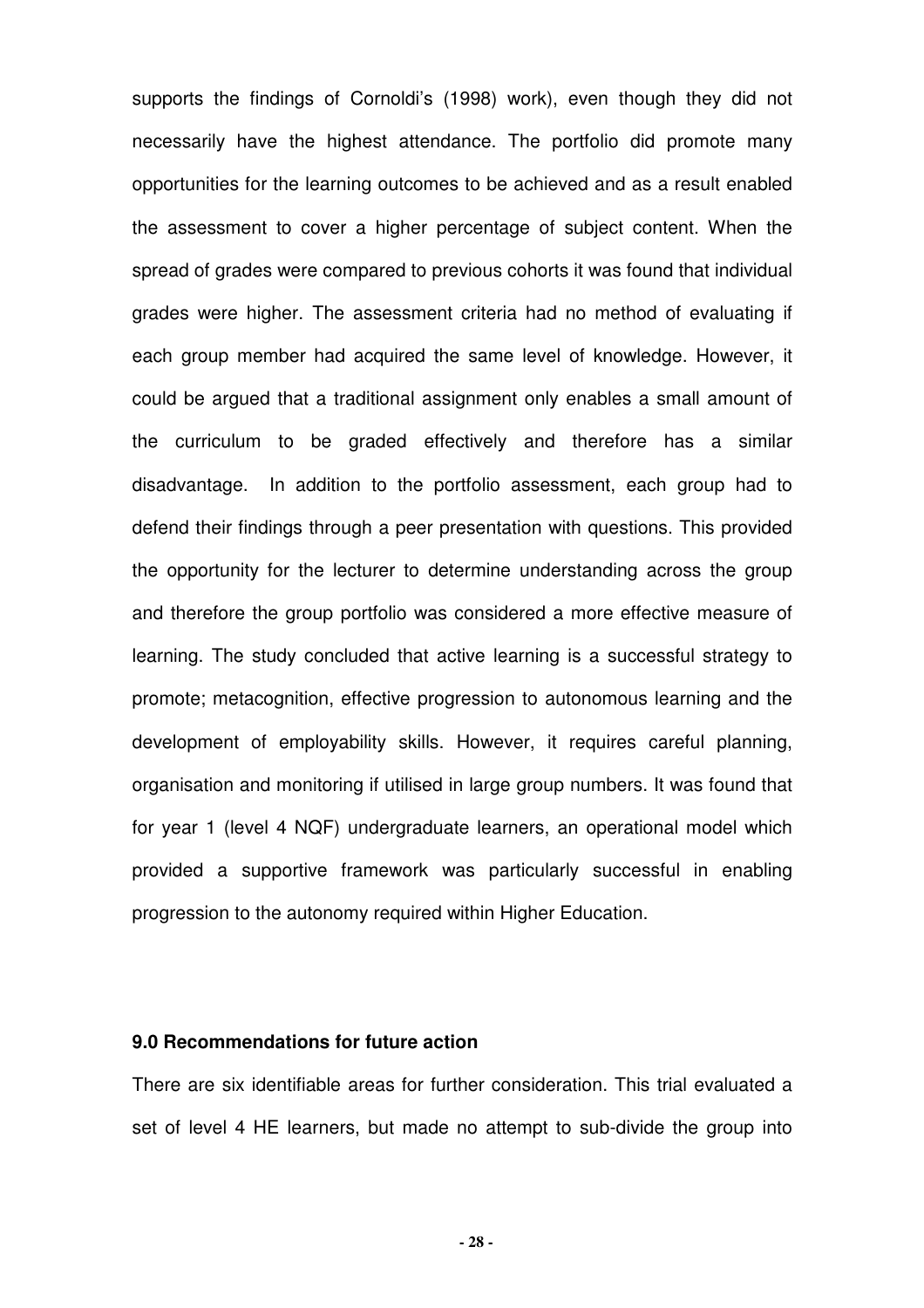supports the findings of Cornoldi's (1998) work), even though they did not necessarily have the highest attendance. The portfolio did promote many opportunities for the learning outcomes to be achieved and as a result enabled the assessment to cover a higher percentage of subject content. When the spread of grades were compared to previous cohorts it was found that individual grades were higher. The assessment criteria had no method of evaluating if each group member had acquired the same level of knowledge. However, it could be argued that a traditional assignment only enables a small amount of the curriculum to be graded effectively and therefore has a similar disadvantage. In addition to the portfolio assessment, each group had to defend their findings through a peer presentation with questions. This provided the opportunity for the lecturer to determine understanding across the group and therefore the group portfolio was considered a more effective measure of learning. The study concluded that active learning is a successful strategy to promote; metacognition, effective progression to autonomous learning and the development of employability skills. However, it requires careful planning, organisation and monitoring if utilised in large group numbers. It was found that for year 1 (level 4 NQF) undergraduate learners, an operational model which provided a supportive framework was particularly successful in enabling progression to the autonomy required within Higher Education.

### 9.0 Recommendations for future action

There are six identifiable areas for further consideration. This trial evaluated a set of level 4 HE learners, but made no attempt to sub-divide the group into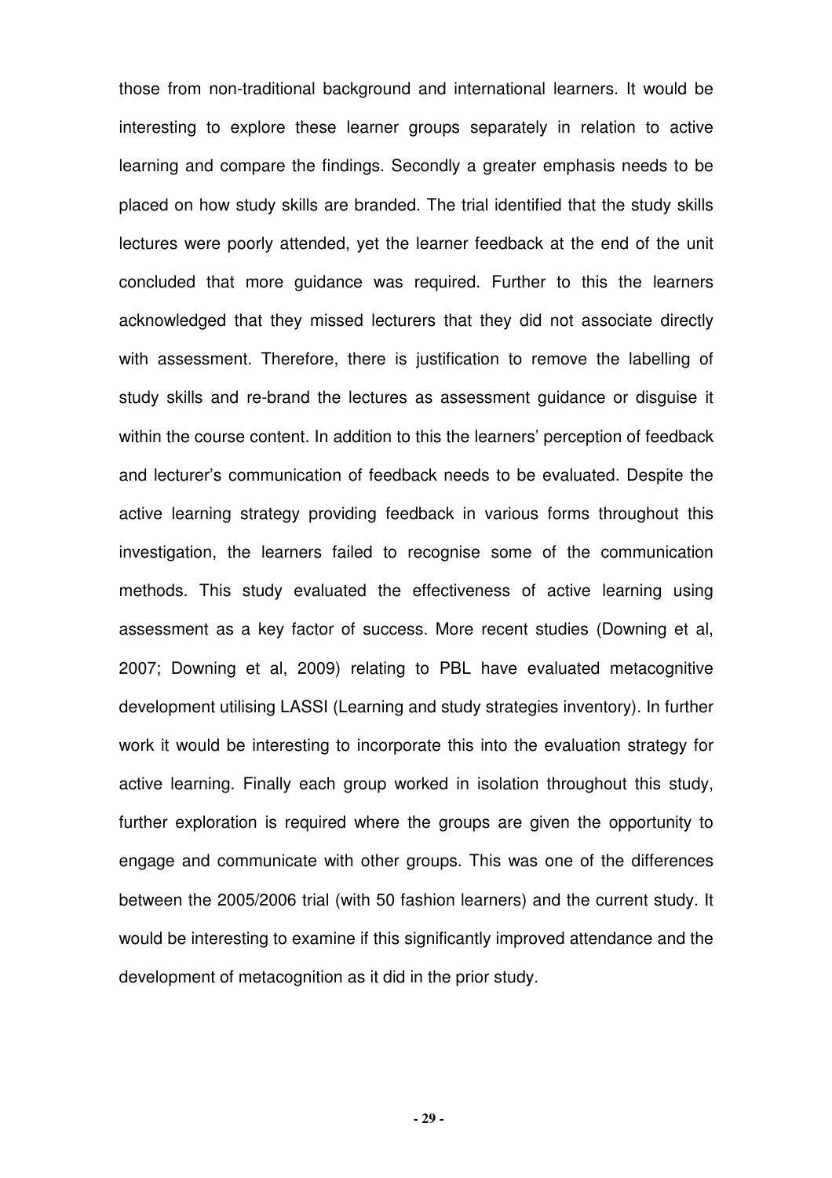those from non-traditional background and international learners. It would be interesting to explore these learner groups separately in relation to active learning and compare the findings. Secondly a greater emphasis needs to be placed on how study skills are branded. The trial identified that the study skills lectures were poorly attended, yet the learner feedback at the end of the unit concluded that more guidance was required. Further to this the learners acknowledged that they missed lecturers that they did not associate directly with assessment. Therefore, there is justification to remove the labelling of study skills and re-brand the lectures as assessment guidance or disguise it within the course content. In addition to this the learners' perception of feedback and lecturer's communication of feedback needs to be evaluated. Despite the active learning strategy providing feedback in various forms throughout this investigation, the learners failed to recognise some of the communication methods. This study evaluated the effectiveness of active learning using assessment as a key factor of success. More recent studies (Downing et al, 2007; Downing et al, 2009) relating to PBL have evaluated metacognitive development utilising LASSI (Learning and study strategies inventory). In further work it would be interesting to incorporate this into the evaluation strategy for active learning. Finally each group worked in isolation throughout this study, further exploration is required where the groups are given the opportunity to engage and communicate with other groups. This was one of the differences between the 2005/2006 trial (with 50 fashion learners) and the current study. It would be interesting to examine if this significantly improved attendance and the development of metacognition as it did in the prior study.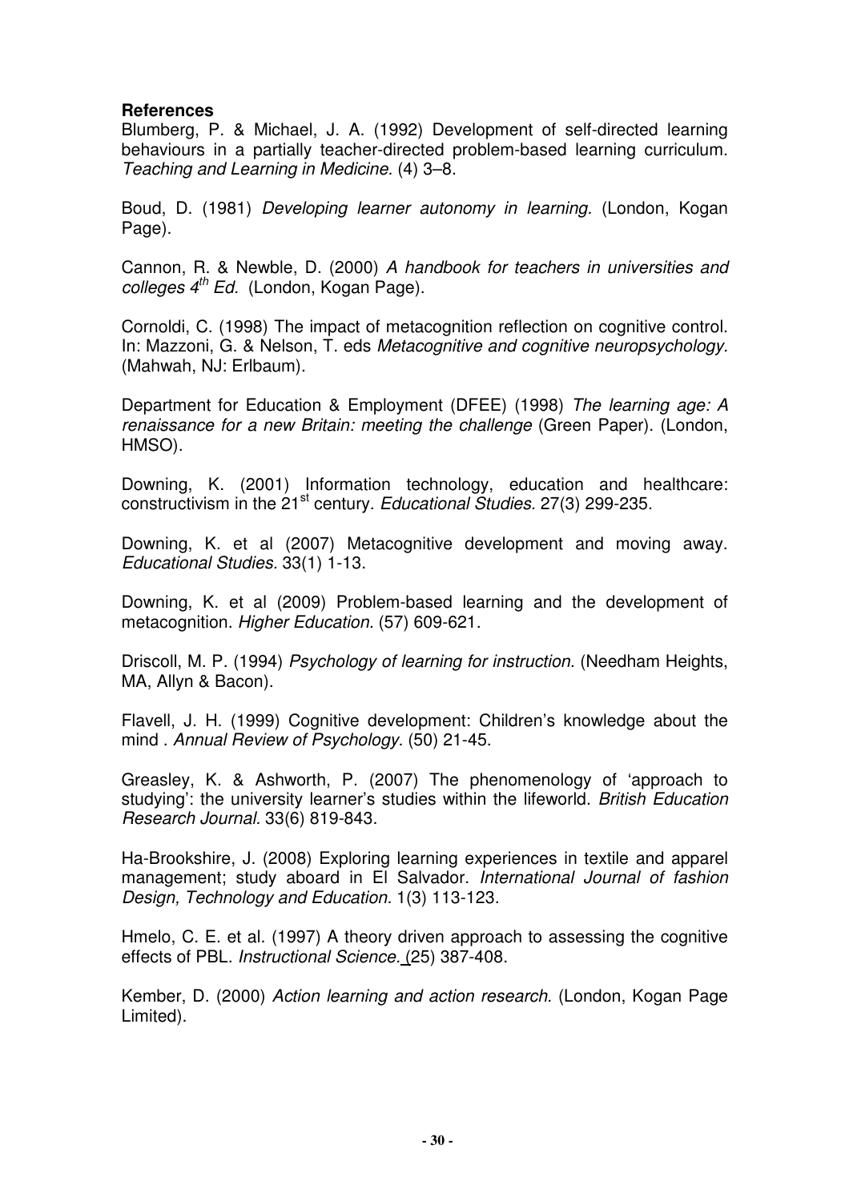**References**

Blumberg, P. & Michael, J. A. (1992) Development of self-directed learning behaviours in a partially teacher-directed problem-based learning curriculum. *Teaching and Learning in Medicine.* (4) 3–8.

Boud, D. (1981) *Developing learner autonomy in learning.* (London, Kogan Page).

Cannon, R. & Newble, D. (2000) *A handbook for teachers in universities and colleges 4th Ed.* (London, Kogan Page).

Cornoldi, C. (1998) The impact of metacognition reflection on cognitive control. In: Mazzoni, G. & Nelson, T. eds *Metacognitive and cognitive neuropsychology.* (Mahwah, NJ: Erlbaum).

Department for Education & Employment (DFEE) (1998) *The learning age: A renaissance for a new Britain: meeting the challenge* (Green Paper). (London, HMSO).

Downing, K. (2001) Information technology, education and healthcare: constructivism in the 21st century. *Educational Studies.* 27(3) 299-235.

Downing, K. et al (2007) Metacognitive development and moving away. *Educational Studies.* 33(1) 1-13.

Downing, K. et al (2009) Problem-based learning and the development of metacognition. *Higher Education.* (57) 609-621.

Driscoll, M. P. (1994) *Psychology of learning for instruction.* (Needham Heights, MA, Allyn & Bacon).

Flavell, J. H. (1999) Cognitive development: Children's knowledge about the mind . *Annual Review of Psychology.* (50) 21-45.

Greasley, K. & Ashworth, P. (2007) The phenomenology of 'approach to studying': the university learner's studies within the lifeworld. *British Education Research Journal.* 33(6) 819-843.

Ha-Brookshire, J. (2008) Exploring learning experiences in textile and apparel management; study aboard in El Salvador. *International Journal of fashion Design, Technology and Education.* 1(3) 113-123.

Hmelo, C. E. et al. (1997) A theory driven approach to assessing the cognitive effects of PBL. *Instructional Science.* (25) 387-408.

Kember, D. (2000) *Action learning and action research.* (London, Kogan Page Limited).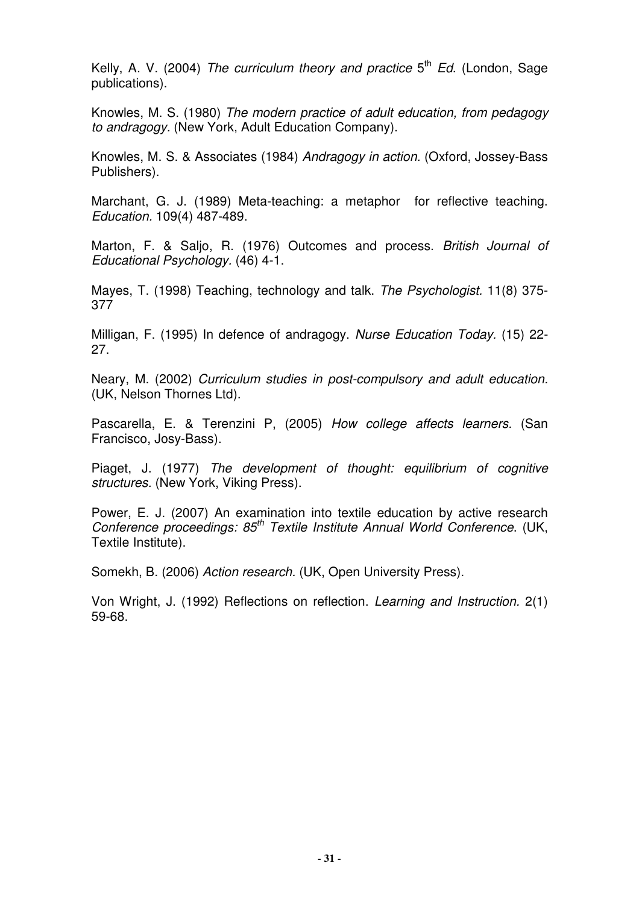Kelly, A. V. (2004) *The curriculum theory and practice* 5th *Ed*. (London, Sage publications).

Knowles, M. S. (1980) *The modern practice of adult education, from pedagogy to andragogy.* (New York, Adult Education Company).

Knowles, M. S. & Associates (1984) *Andragogy in action.* (Oxford, Jossey-Bass Publishers).

Marchant, G. J. (1989) Meta-teaching: a metaphor for reflective teaching. *Education.* 109(4) 487-489.

Marton, F. & Saljo, R. (1976) Outcomes and process. *British Journal of Educational Psychology.* (46) 4-1.

Mayes, T. (1998) Teaching, technology and talk. *The Psychologist.* 11(8) 375-377

Milligan, F. (1995) In defence of andragogy. *Nurse Education Today.* (15) 22-27.

Neary, M. (2002) *Curriculum studies in post-compulsory and adult education.* (UK, Nelson Thornes Ltd).

Pascarella, E. & Terenzini P, (2005) *How college affects learners.* (San Francisco, Josy-Bass).

Piaget, J. (1977) *The development of thought: equilibrium of cognitive structures.* (New York, Viking Press).

Power, E. J. (2007) An examination into textile education by active research *Conference proceedings: 85th Textile Institute Annual World Conference*. (UK, Textile Institute).

Somekh, B. (2006) *Action research.* (UK, Open University Press).

Von Wright, J. (1992) Reflections on reflection. *Learning and Instruction*. 2(1) 59-68.